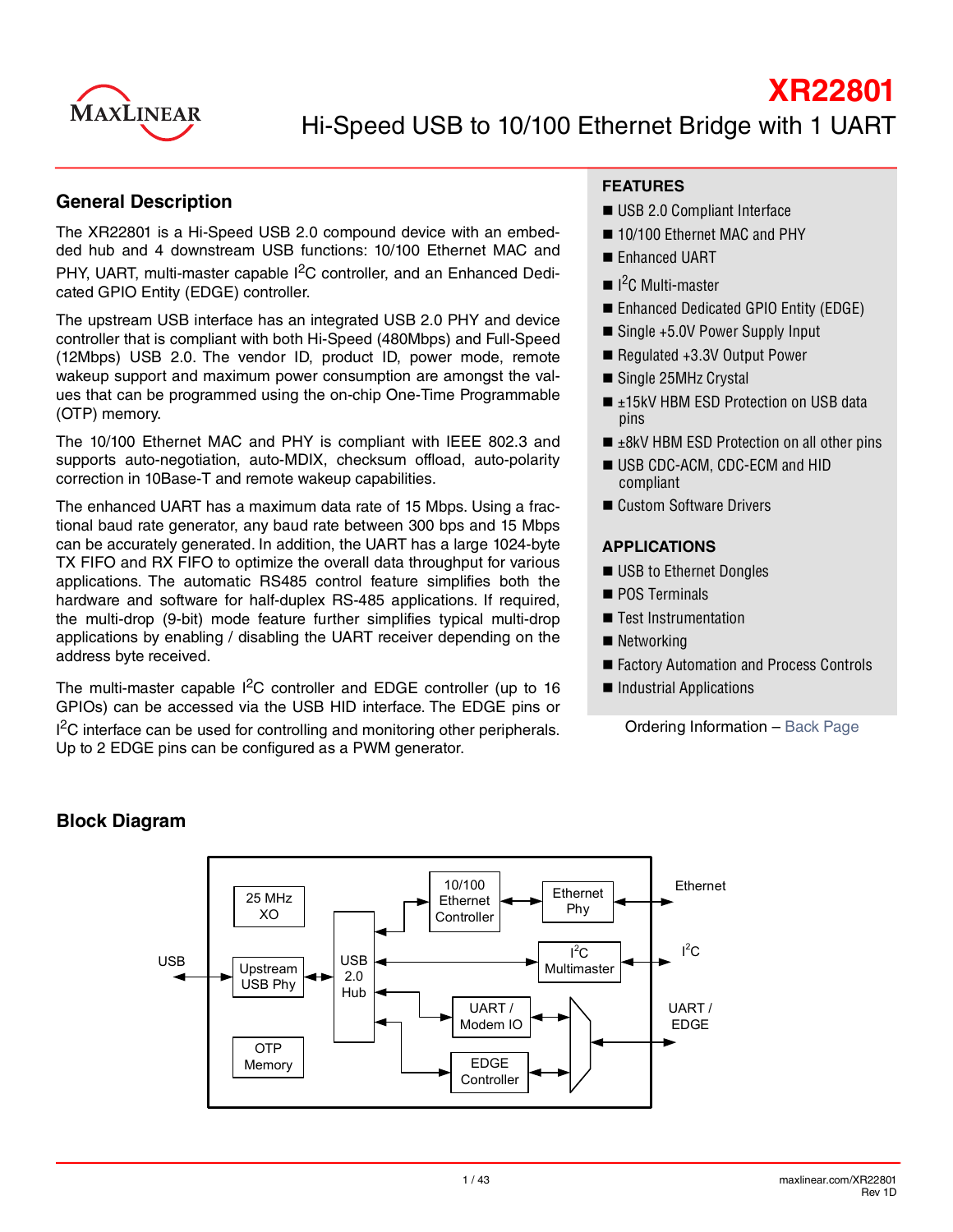# XR22801

## Hi-Speed USB to 10/100 Ethernet Bridge with 1 UART

## General Description

The XR22801 is a Hi-Speed USB 2.0 compound device with an embedded hub and 4 downstream USB functions: 10/100 Ethernet MAC and PHY, UART, multi-master capable I²C controller, and an Enhanced Dedicated GPIO Entity (EDGE) controller.

The upstream USB interface has an integrated USB 2.0 PHY and device controller that is compliant with both Hi-Speed (480Mbps) and Full-Speed (12Mbps) USB 2.0. The vendor ID, product ID, power mode, remote wakeup support and maximum power consumption are amongst the values that can be programmed using the on-chip One-Time Programmable (OTP) memory.

The 10/100 Ethernet MAC and PHY is compliant with IEEE 802.3 and supports auto-negotiation, auto-MDIX, checksum offload, auto-polarity correction in 10Base-T and remote wakeup capabilities.

The enhanced UART has a maximum data rate of 15 Mbps. Using a fractional baud rate generator, any baud rate between 300 bps and 15 Mbps can be accurately generated. In addition, the UART has a large 1024-byte TX FIFO and RX FIFO to optimize the overall data throughput for various applications. The automatic RS485 control feature simplifies both the hardware and software for half-duplex RS-485 applications. If required, the multi-drop (9-bit) mode feature further simplifies typical multi-drop applications by enabling / disabling the UART receiver depending on the address byte received.

The multi-master capable I²C controller and EDGE controller (up to 16 GPIOs) can be accessed via the USB HID interface. The EDGE pins or I²C interface can be used for controlling and monitoring other peripherals. Up to 2 EDGE pins can be configured as a PWM generator.

## FEATURES

- USB 2.0 Compliant Interface
- 10/100 Ethernet MAC and PHY
- Enhanced UART
- I²C Multi-master
- Enhanced Dedicated GPIO Entity (EDGE)
- Single +5.0V Power Supply Input
- Regulated +3.3V Output Power
- Single 25MHz Crystal
- ±15kV HBM ESD Protection on USB data pins
- ±8kV HBM ESD Protection on all other pins
- USB CDC-ACM, CDC-ECM and HID compliant
- Custom Software Drivers

## APPLICATIONS

- USB to Ethernet Dongles
- POS Terminals
- Test Instrumentation
- Networking
- Factory Automation and Process Controls
- Industrial Applications

Ordering Information – Back Page

## Block Diagram

25 MHz XO | Upstream USB Phy | OTP Memory | USB 2.0 Hub | 10/100 Ethernet Controller | Ethernet Phy | I²C Multimaster | UART / Modem IO | EDGE Controller | USB | Ethernet | I²C | UART / EDGE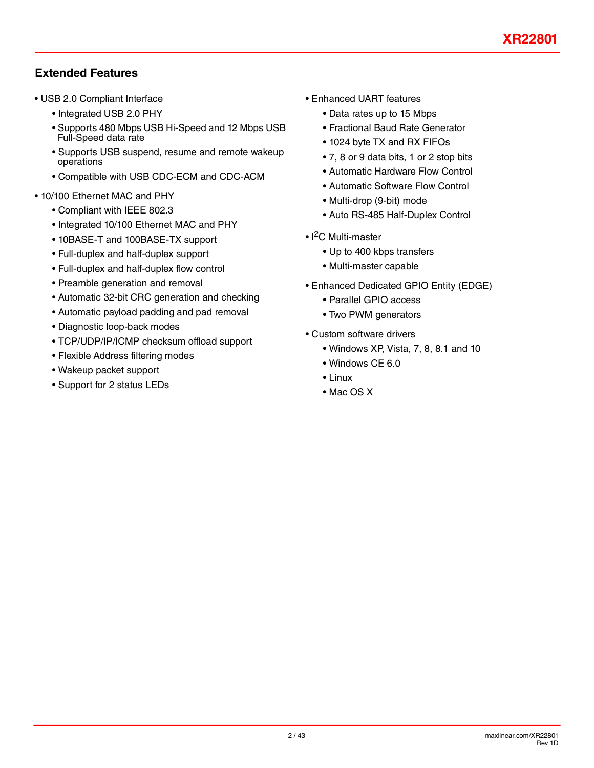## Extended Features

- USB 2.0 Compliant Interface
  - Integrated USB 2.0 PHY
  - Supports 480 Mbps USB Hi-Speed and 12 Mbps USB Full-Speed data rate
  - Supports USB suspend, resume and remote wakeup operations
  - Compatible with USB CDC-ECM and CDC-ACM
- 10/100 Ethernet MAC and PHY
  - Compliant with IEEE 802.3
  - Integrated 10/100 Ethernet MAC and PHY
  - 10BASE-T and 100BASE-TX support
  - Full-duplex and half-duplex support
  - Full-duplex and half-duplex flow control
  - Preamble generation and removal
  - Automatic 32-bit CRC generation and checking
  - Automatic payload padding and pad removal
  - Diagnostic loop-back modes
  - TCP/UDP/IP/ICMP checksum offload support
  - Flexible Address filtering modes
  - Wakeup packet support
  - Support for 2 status LEDs
- Enhanced UART features
  - Data rates up to 15 Mbps
  - Fractional Baud Rate Generator
  - 1024 byte TX and RX FIFOs
  - 7, 8 or 9 data bits, 1 or 2 stop bits
  - Automatic Hardware Flow Control
  - Automatic Software Flow Control
  - Multi-drop (9-bit) mode
  - Auto RS-485 Half-Duplex Control
- $I^2C$ Multi-master
  - Up to 400 kbps transfers
  - Multi-master capable
- Enhanced Dedicated GPIO Entity (EDGE)
  - Parallel GPIO access
  - Two PWM generators
- Custom software drivers
  - Windows XP, Vista, 7, 8, 8.1 and 10
  - Windows CE 6.0
  - Linux
  - Mac OS X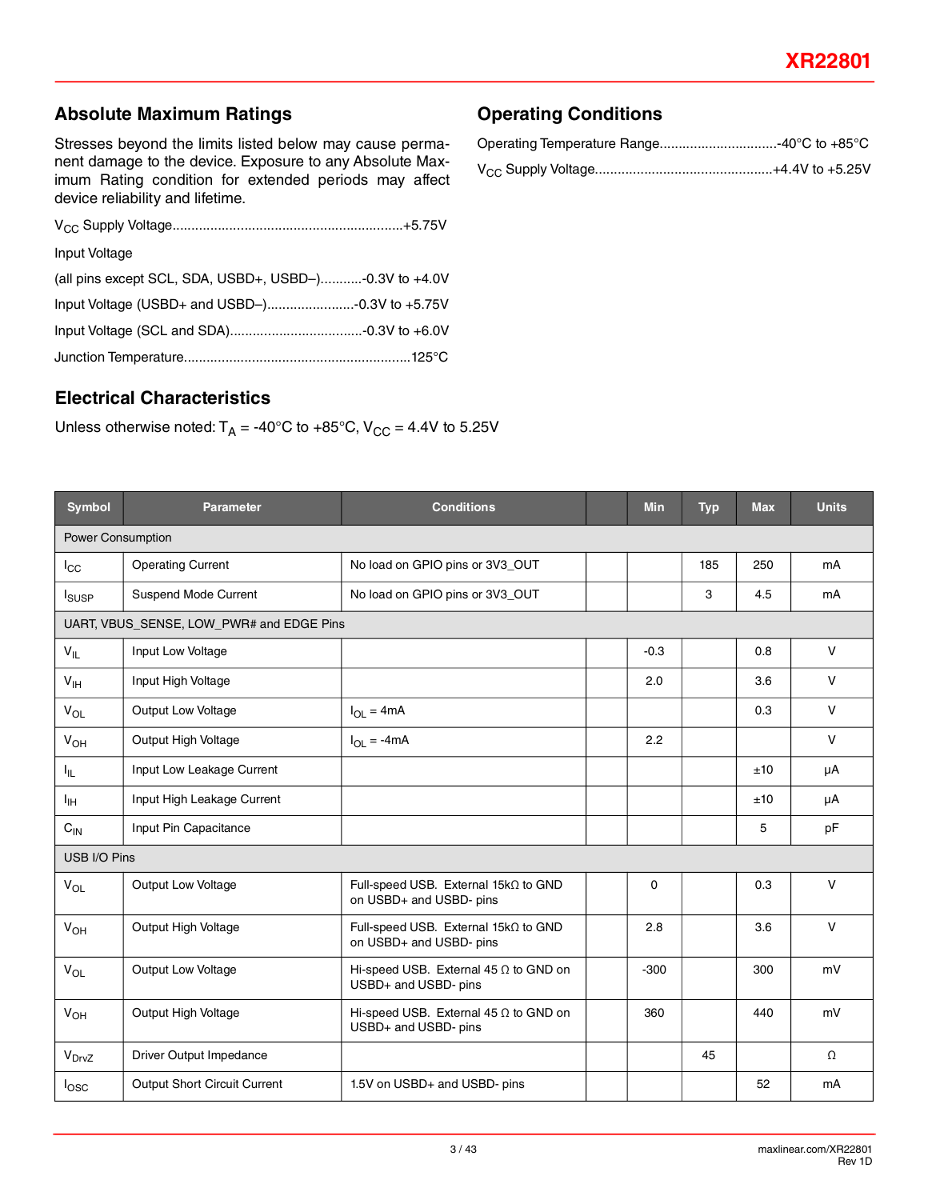## Absolute Maximum Ratings

Stresses beyond the limits listed below may cause permanent damage to the device. Exposure to any Absolute Maximum Rating condition for extended periods may affect device reliability and lifetime.

$V_{CC}$ Supply Voltage............................................................+5.75V

Input Voltage

(all pins except SCL, SDA, USBD+, USBD–)...........-0.3V to +4.0V

Input Voltage (USBD+ and USBD–).......................-0.3V to +5.75V

Input Voltage (SCL and SDA)...................................-0.3V to +6.0V

Junction Temperature...........................................................125°C

## Operating Conditions

Operating Temperature Range...............................-40°C to +85°C

$V_{CC}$ Supply Voltage..............................................+4.4V to +5.25V

## Electrical Characteristics

Unless otherwise noted: $T_A$ = -40°C to +85°C, $V_{CC}$ = 4.4V to 5.25V

| Symbol | Parameter | Conditions | | Min | Typ | Max | Units |
|---|---|---|---|---|---|---|---|
| Power Consumption | | | | | | | |
| $I_{CC}$ | Operating Current | No load on GPIO pins or 3V3_OUT | | | 185 | 250 | mA |
| $I_{SUSP}$ | Suspend Mode Current | No load on GPIO pins or 3V3_OUT | | | 3 | 4.5 | mA |
| UART, VBUS_SENSE, LOW_PWR# and EDGE Pins | | | | | | | |
| $V_{IL}$ | Input Low Voltage | | | -0.3 | | 0.8 | V |
| $V_{IH}$ | Input High Voltage | | | 2.0 | | 3.6 | V |
| $V_{OL}$ | Output Low Voltage | $I_{OL}$ = 4mA | | | | 0.3 | V |
| $V_{OH}$ | Output High Voltage | $I_{OL}$ = -4mA | | 2.2 | | | V |
| $I_{IL}$ | Input Low Leakage Current | | | | | ±10 | µA |
| $I_{IH}$ | Input High Leakage Current | | | | | ±10 | µA |
| $C_{IN}$ | Input Pin Capacitance | | | | | 5 | pF |
| USB I/O Pins | | | | | | | |
| $V_{OL}$ | Output Low Voltage | Full-speed USB. External 15kΩ to GND on USBD+ and USBD- pins | | 0 | | 0.3 | V |
| $V_{OH}$ | Output High Voltage | Full-speed USB. External 15kΩ to GND on USBD+ and USBD- pins | | 2.8 | | 3.6 | V |
| $V_{OL}$ | Output Low Voltage | Hi-speed USB. External 45 Ω to GND on USBD+ and USBD- pins | | -300 | | 300 | mV |
| $V_{OH}$ | Output High Voltage | Hi-speed USB. External 45 Ω to GND on USBD+ and USBD- pins | | 360 | | 440 | mV |
| $V_{DrvZ}$ | Driver Output Impedance | | | | 45 | | Ω |
| $I_{OSC}$ | Output Short Circuit Current | 1.5V on USBD+ and USBD- pins | | | | 52 | mA |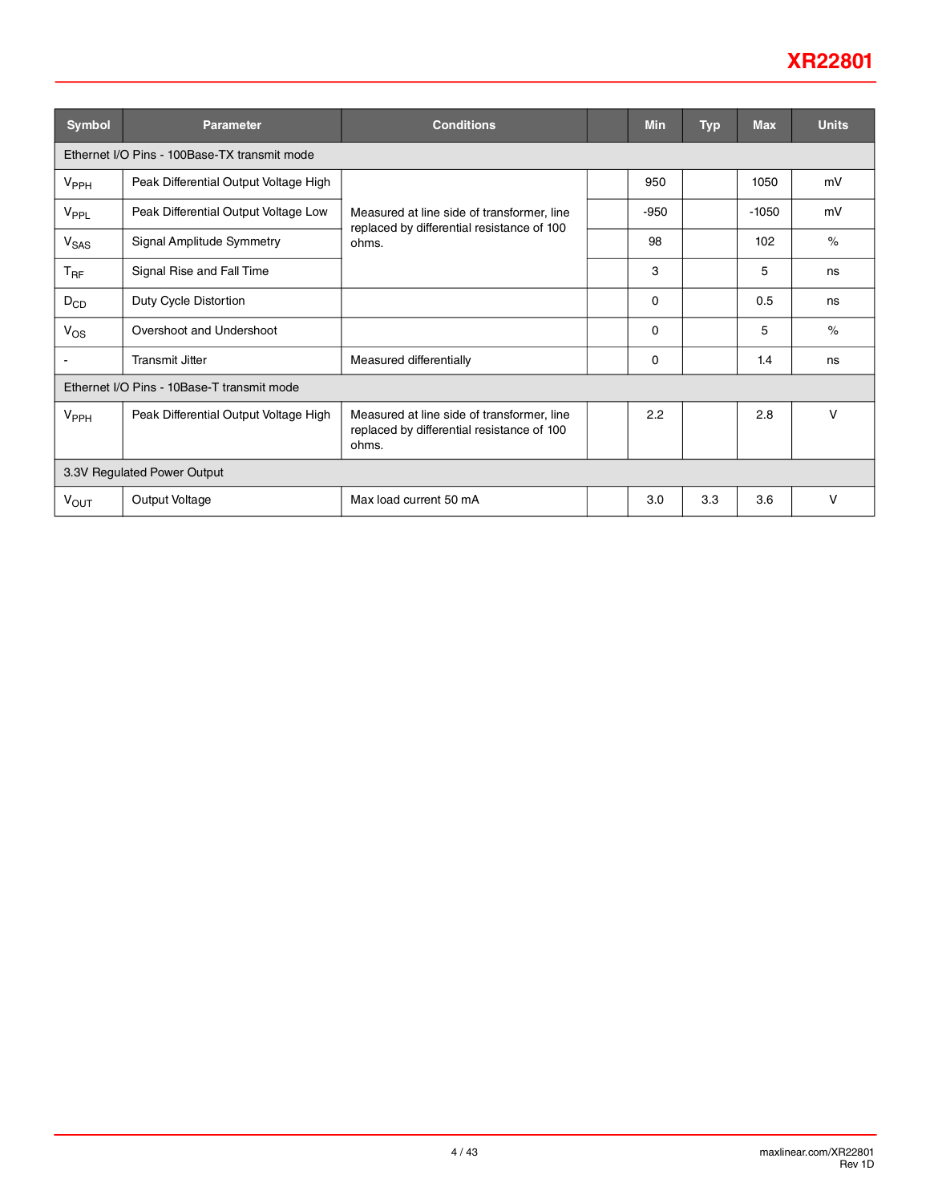| Symbol | Parameter | Conditions | | Min | Typ | Max | Units |
|---|---|---|---|---|---|---|---|
| Ethernet I/O Pins - 100Base-TX transmit mode | | | | | | | |
| $V_{PPH}$ | Peak Differential Output Voltage High | Measured at line side of transformer, line replaced by differential resistance of 100 ohms. | | 950 | | 1050 | mV |
| $V_{PPL}$ | Peak Differential Output Voltage Low | | | -950 | | -1050 | mV |
| $V_{SAS}$ | Signal Amplitude Symmetry | | | 98 | | 102 | % |
| $T_{RF}$ | Signal Rise and Fall Time | | | 3 | | 5 | ns |
| $D_{CD}$ | Duty Cycle Distortion | | | 0 | | 0.5 | ns |
| $V_{OS}$ | Overshoot and Undershoot | | | 0 | | 5 | % |
| - | Transmit Jitter | Measured differentially | | 0 | | 1.4 | ns |
| Ethernet I/O Pins - 10Base-T transmit mode | | | | | | | |
| $V_{PPH}$ | Peak Differential Output Voltage High | Measured at line side of transformer, line replaced by differential resistance of 100 ohms. | | 2.2 | | 2.8 | V |
| 3.3V Regulated Power Output | | | | | | | |
| $V_{OUT}$ | Output Voltage | Max load current 50 mA | | 3.0 | 3.3 | 3.6 | V |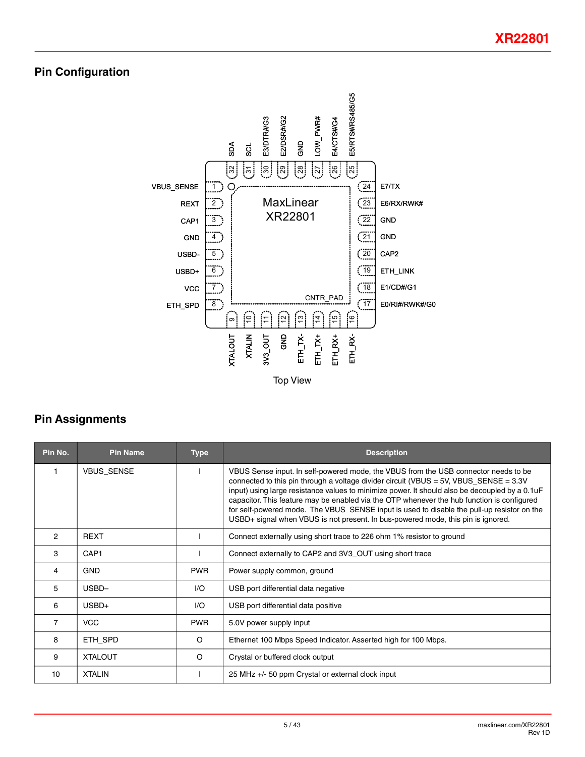## Pin Configuration

MaxLinear
XR22801

CNTR_PAD

| Pin | Name |
|---|---|
| 1 | VBUS_SENSE |
| 2 | REXT |
| 3 | CAP1 |
| 4 | GND |
| 5 | USBD- |
| 6 | USBD+ |
| 7 | VCC |
| 8 | ETH_SPD |
| 9 | XTALOUT |
| 10 | XTALIN |
| 11 | 3V3_OUT |
| 12 | GND |
| 13 | ETH_TX- |
| 14 | ETH_TX+ |
| 15 | ETH_RX+ |
| 16 | ETH_RX- |
| 17 | E0/RI#/RWK#/G0 |
| 18 | E1/CD#/G1 |
| 19 | ETH_LINK |
| 20 | CAP2 |
| 21 | GND |
| 22 | GND |
| 23 | E6/RX/RWK# |
| 24 | E7/TX |
| 25 | E5/RTS#/RS485/G5 |
| 26 | E4/CTS#/G4 |
| 27 | LOW_PWR# |
| 28 | GND |
| 29 | E2/DSR#/G2 |
| 30 | E3/DTR#/G3 |
| 31 | SCL |
| 32 | SDA |

Top View

## Pin Assignments

| Pin No. | Pin Name | Type | Description |
|---|---|---|---|
| 1 | VBUS_SENSE | I | VBUS Sense input. In self-powered mode, the VBUS from the USB connector needs to be connected to this pin through a voltage divider circuit (VBUS = 5V, VBUS_SENSE = 3.3V input) using large resistance values to minimize power. It should also be decoupled by a 0.1uF capacitor. This feature may be enabled via the OTP whenever the hub function is configured for self-powered mode. The VBUS_SENSE input is used to disable the pull-up resistor on the USBD+ signal when VBUS is not present. In bus-powered mode, this pin is ignored. |
| 2 | REXT | I | Connect externally using short trace to 226 ohm 1% resistor to ground |
| 3 | CAP1 | I | Connect externally to CAP2 and 3V3_OUT using short trace |
| 4 | GND | PWR | Power supply common, ground |
| 5 | USBD– | I/O | USB port differential data negative |
| 6 | USBD+ | I/O | USB port differential data positive |
| 7 | VCC | PWR | 5.0V power supply input |
| 8 | ETH_SPD | O | Ethernet 100 Mbps Speed Indicator. Asserted high for 100 Mbps. |
| 9 | XTALOUT | O | Crystal or buffered clock output |
| 10 | XTALIN | I | 25 MHz +/- 50 ppm Crystal or external clock input |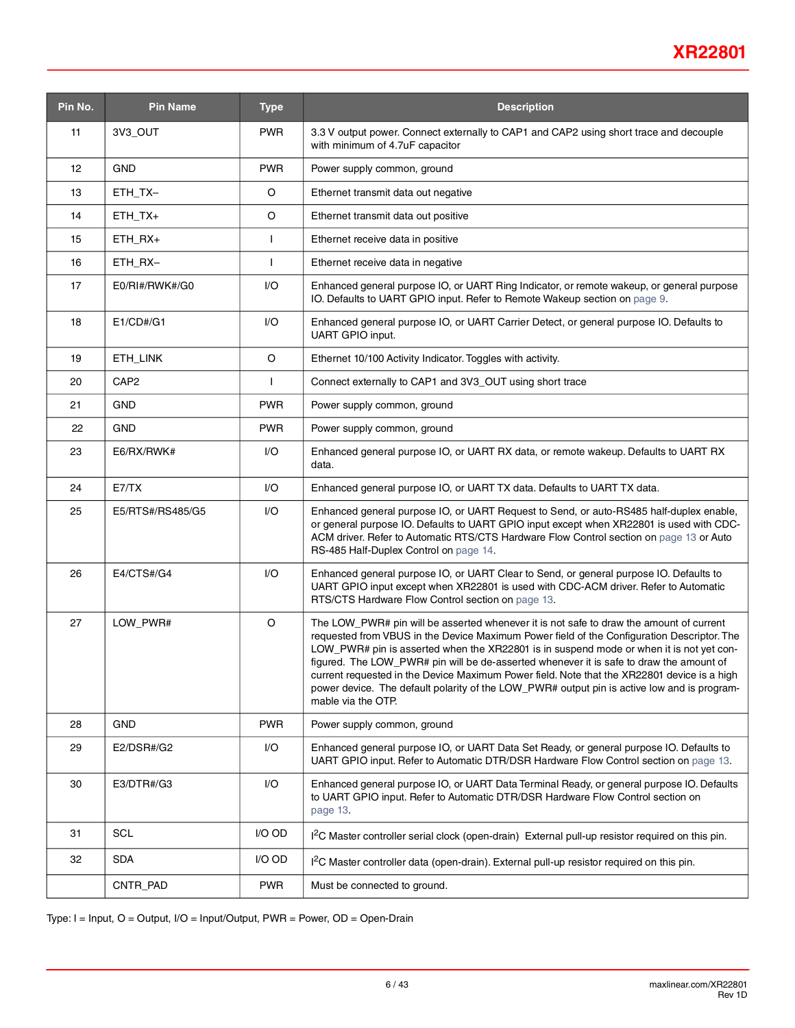| Pin No. | Pin Name | Type | Description |
|---|---|---|---|
| 11 | 3V3_OUT | PWR | 3.3 V output power. Connect externally to CAP1 and CAP2 using short trace and decouple with minimum of 4.7uF capacitor |
| 12 | GND | PWR | Power supply common, ground |
| 13 | ETH_TX– | O | Ethernet transmit data out negative |
| 14 | ETH_TX+ | O | Ethernet transmit data out positive |
| 15 | ETH_RX+ | I | Ethernet receive data in positive |
| 16 | ETH_RX– | I | Ethernet receive data in negative |
| 17 | E0/RI#/RWK#/G0 | I/O | Enhanced general purpose IO, or UART Ring Indicator, or remote wakeup, or general purpose IO. Defaults to UART GPIO input. Refer to Remote Wakeup section on page 9. |
| 18 | E1/CD#/G1 | I/O | Enhanced general purpose IO, or UART Carrier Detect, or general purpose IO. Defaults to UART GPIO input. |
| 19 | ETH_LINK | O | Ethernet 10/100 Activity Indicator. Toggles with activity. |
| 20 | CAP2 | I | Connect externally to CAP1 and 3V3_OUT using short trace |
| 21 | GND | PWR | Power supply common, ground |
| 22 | GND | PWR | Power supply common, ground |
| 23 | E6/RX/RWK# | I/O | Enhanced general purpose IO, or UART RX data, or remote wakeup. Defaults to UART RX data. |
| 24 | E7/TX | I/O | Enhanced general purpose IO, or UART TX data. Defaults to UART TX data. |
| 25 | E5/RTS#/RS485/G5 | I/O | Enhanced general purpose IO, or UART Request to Send, or auto-RS485 half-duplex enable, or general purpose IO. Defaults to UART GPIO input except when XR22801 is used with CDC-ACM driver. Refer to Automatic RTS/CTS Hardware Flow Control section on page 13 or Auto RS-485 Half-Duplex Control on page 14. |
| 26 | E4/CTS#/G4 | I/O | Enhanced general purpose IO, or UART Clear to Send, or general purpose IO. Defaults to UART GPIO input except when XR22801 is used with CDC-ACM driver. Refer to Automatic RTS/CTS Hardware Flow Control section on page 13. |
| 27 | LOW_PWR# | O | The LOW_PWR# pin will be asserted whenever it is not safe to draw the amount of current requested from VBUS in the Device Maximum Power field of the Configuration Descriptor. The LOW_PWR# pin is asserted when the XR22801 is in suspend mode or when it is not yet configured. The LOW_PWR# pin will be de-asserted whenever it is safe to draw the amount of current requested in the Device Maximum Power field. Note that the XR22801 device is a high power device. The default polarity of the LOW_PWR# output pin is active low and is programmable via the OTP. |
| 28 | GND | PWR | Power supply common, ground |
| 29 | E2/DSR#/G2 | I/O | Enhanced general purpose IO, or UART Data Set Ready, or general purpose IO. Defaults to UART GPIO input. Refer to Automatic DTR/DSR Hardware Flow Control section on page 13. |
| 30 | E3/DTR#/G3 | I/O | Enhanced general purpose IO, or UART Data Terminal Ready, or general purpose IO. Defaults to UART GPIO input. Refer to Automatic DTR/DSR Hardware Flow Control section on page 13. |
| 31 | SCL | I/O OD | $I^2C$ Master controller serial clock (open-drain) External pull-up resistor required on this pin. |
| 32 | SDA | I/O OD | $I^2C$ Master controller data (open-drain). External pull-up resistor required on this pin. |
| | CNTR_PAD | PWR | Must be connected to ground. |

Type: I = Input, O = Output, I/O = Input/Output, PWR = Power, OD = Open-Drain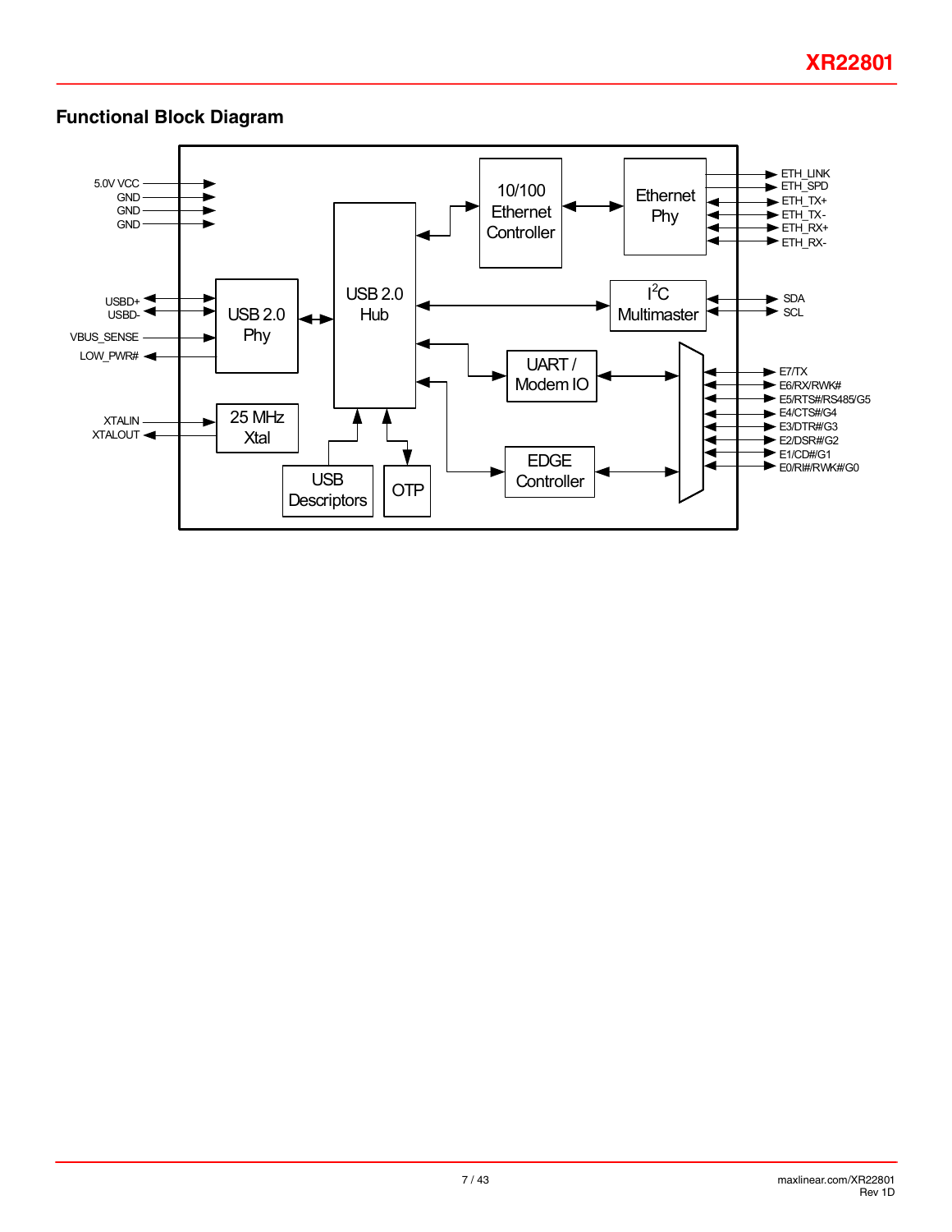## Functional Block Diagram

5.0V VCC
GND
GND
GND

USBD+
USBD-
VBUS_SENSE
LOW_PWR#

XTALIN
XTALOUT

USB 2.0 Phy

25 MHz Xtal

USB 2.0 Hub

USB Descriptors

OTP

10/100 Ethernet Controller

Ethernet Phy

I$^2$C Multimaster

UART / Modem IO

EDGE Controller

ETH_LINK
ETH_SPD
ETH_TX+
ETH_TX-
ETH_RX+
ETH_RX-

SDA
SCL

E7/TX
E6/RX/RWK#
E5/RTS#/RS485/G5
E4/CTS#/G4
E3/DTR#/G3
E2/DSR#/G2
E1/CD#/G1
E0/RI#/RWK#/G0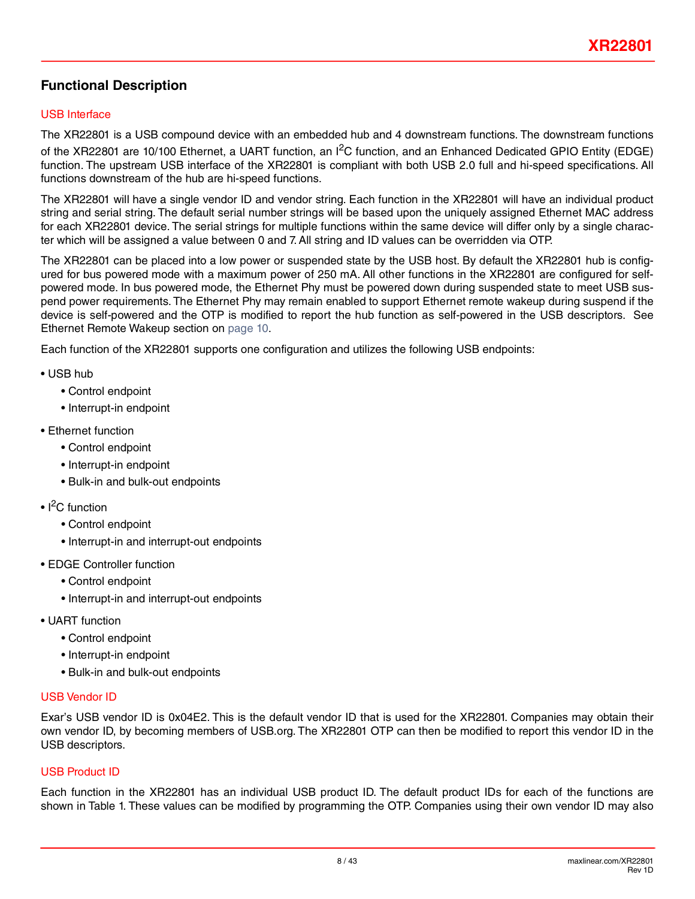## Functional Description

### USB Interface

The XR22801 is a USB compound device with an embedded hub and 4 downstream functions. The downstream functions of the XR22801 are 10/100 Ethernet, a UART function, an $I^2C$ function, and an Enhanced Dedicated GPIO Entity (EDGE) function. The upstream USB interface of the XR22801 is compliant with both USB 2.0 full and hi-speed specifications. All functions downstream of the hub are hi-speed functions.

The XR22801 will have a single vendor ID and vendor string. Each function in the XR22801 will have an individual product string and serial string. The default serial number strings will be based upon the uniquely assigned Ethernet MAC address for each XR22801 device. The serial strings for multiple functions within the same device will differ only by a single character which will be assigned a value between 0 and 7. All string and ID values can be overridden via OTP.

The XR22801 can be placed into a low power or suspended state by the USB host. By default the XR22801 hub is configured for bus powered mode with a maximum power of 250 mA. All other functions in the XR22801 are configured for self-powered mode. In bus powered mode, the Ethernet Phy must be powered down during suspended state to meet USB suspend power requirements. The Ethernet Phy may remain enabled to support Ethernet remote wakeup during suspend if the device is self-powered and the OTP is modified to report the hub function as self-powered in the USB descriptors. See Ethernet Remote Wakeup section on page 10.

Each function of the XR22801 supports one configuration and utilizes the following USB endpoints:

- USB hub
  - Control endpoint
  - Interrupt-in endpoint
- Ethernet function
  - Control endpoint
  - Interrupt-in endpoint
  - Bulk-in and bulk-out endpoints
- $I^2C$ function
  - Control endpoint
  - Interrupt-in and interrupt-out endpoints
- EDGE Controller function
  - Control endpoint
  - Interrupt-in and interrupt-out endpoints
- UART function
  - Control endpoint
  - Interrupt-in endpoint
  - Bulk-in and bulk-out endpoints

### USB Vendor ID

Exar's USB vendor ID is 0x04E2. This is the default vendor ID that is used for the XR22801. Companies may obtain their own vendor ID, by becoming members of USB.org. The XR22801 OTP can then be modified to report this vendor ID in the USB descriptors.

### USB Product ID

Each function in the XR22801 has an individual USB product ID. The default product IDs for each of the functions are shown in Table 1. These values can be modified by programming the OTP. Companies using their own vendor ID may also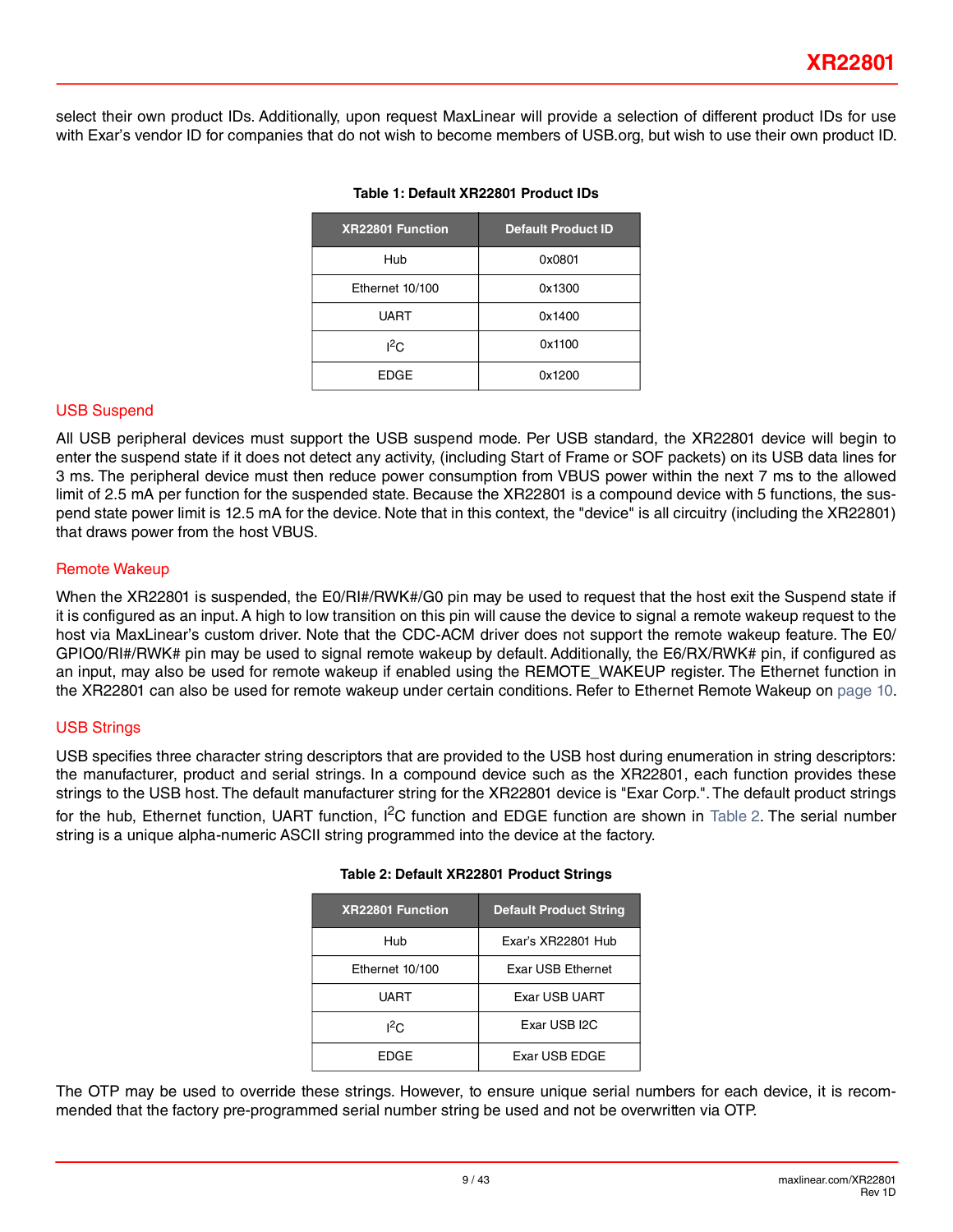select their own product IDs. Additionally, upon request MaxLinear will provide a selection of different product IDs for use with Exar's vendor ID for companies that do not wish to become members of USB.org, but wish to use their own product ID.

**Table 1: Default XR22801 Product IDs**

| XR22801 Function | Default Product ID |
|---|---|
| Hub | 0x0801 |
| Ethernet 10/100 | 0x1300 |
| UART | 0x1400 |
| $I^2C$ | 0x1100 |
| EDGE | 0x1200 |

## USB Suspend

All USB peripheral devices must support the USB suspend mode. Per USB standard, the XR22801 device will begin to enter the suspend state if it does not detect any activity, (including Start of Frame or SOF packets) on its USB data lines for 3 ms. The peripheral device must then reduce power consumption from VBUS power within the next 7 ms to the allowed limit of 2.5 mA per function for the suspended state. Because the XR22801 is a compound device with 5 functions, the suspend state power limit is 12.5 mA for the device. Note that in this context, the "device" is all circuitry (including the XR22801) that draws power from the host VBUS.

## Remote Wakeup

When the XR22801 is suspended, the E0/RI#/RWK#/G0 pin may be used to request that the host exit the Suspend state if it is configured as an input. A high to low transition on this pin will cause the device to signal a remote wakeup request to the host via MaxLinear's custom driver. Note that the CDC-ACM driver does not support the remote wakeup feature. The E0/GPIO0/RI#/RWK# pin may be used to signal remote wakeup by default. Additionally, the E6/RX/RWK# pin, if configured as an input, may also be used for remote wakeup if enabled using the REMOTE_WAKEUP register. The Ethernet function in the XR22801 can also be used for remote wakeup under certain conditions. Refer to Ethernet Remote Wakeup on page 10.

## USB Strings

USB specifies three character string descriptors that are provided to the USB host during enumeration in string descriptors: the manufacturer, product and serial strings. In a compound device such as the XR22801, each function provides these strings to the USB host. The default manufacturer string for the XR22801 device is "Exar Corp.". The default product strings for the hub, Ethernet function, UART function, $I^2C$ function and EDGE function are shown in Table 2. The serial number string is a unique alpha-numeric ASCII string programmed into the device at the factory.

**Table 2: Default XR22801 Product Strings**

| XR22801 Function | Default Product String |
|---|---|
| Hub | Exar's XR22801 Hub |
| Ethernet 10/100 | Exar USB Ethernet |
| UART | Exar USB UART |
| $I^2C$ | Exar USB I2C |
| EDGE | Exar USB EDGE |

The OTP may be used to override these strings. However, to ensure unique serial numbers for each device, it is recommended that the factory pre-programmed serial number string be used and not be overwritten via OTP.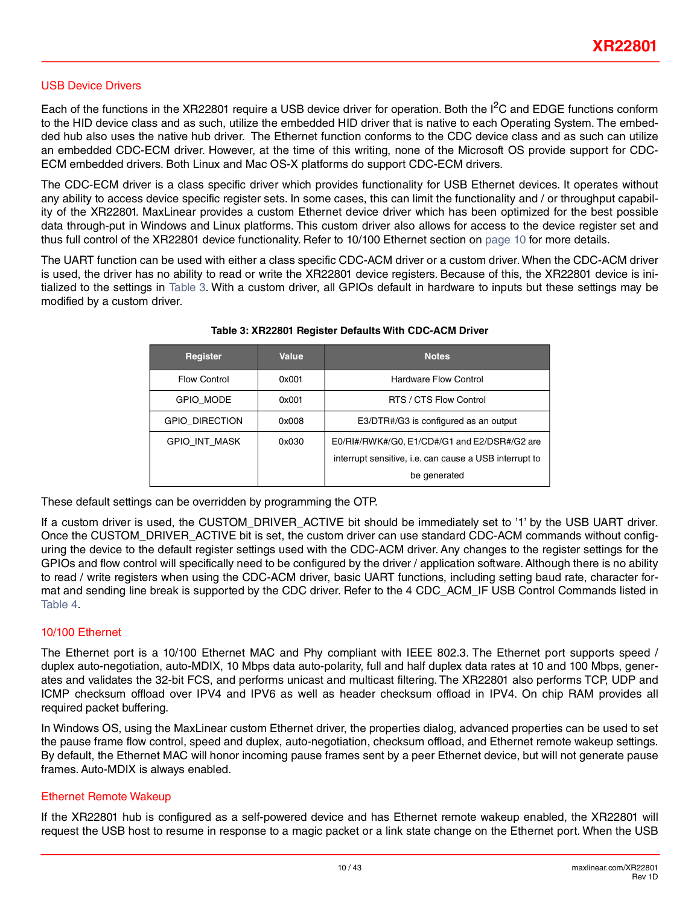## USB Device Drivers

Each of the functions in the XR22801 require a USB device driver for operation. Both the $I^2C$ and EDGE functions conform to the HID device class and as such, utilize the embedded HID driver that is native to each Operating System. The embedded hub also uses the native hub driver. The Ethernet function conforms to the CDC device class and as such can utilize an embedded CDC-ECM driver. However, at the time of this writing, none of the Microsoft OS provide support for CDC-ECM embedded drivers. Both Linux and Mac OS-X platforms do support CDC-ECM drivers.

The CDC-ECM driver is a class specific driver which provides functionality for USB Ethernet devices. It operates without any ability to access device specific register sets. In some cases, this can limit the functionality and / or throughput capability of the XR22801. MaxLinear provides a custom Ethernet device driver which has been optimized for the best possible data through-put in Windows and Linux platforms. This custom driver also allows for access to the device register set and thus full control of the XR22801 device functionality. Refer to 10/100 Ethernet section on page 10 for more details.

The UART function can be used with either a class specific CDC-ACM driver or a custom driver. When the CDC-ACM driver is used, the driver has no ability to read or write the XR22801 device registers. Because of this, the XR22801 device is initialized to the settings in Table 3. With a custom driver, all GPIOs default in hardware to inputs but these settings may be modified by a custom driver.

**Table 3: XR22801 Register Defaults With CDC-ACM Driver**

| Register | Value | Notes |
|---|---|---|
| Flow Control | 0x001 | Hardware Flow Control |
| GPIO_MODE | 0x001 | RTS / CTS Flow Control |
| GPIO_DIRECTION | 0x008 | E3/DTR#/G3 is configured as an output |
| GPIO_INT_MASK | 0x030 | E0/RI#/RWK#/G0, E1/CD#/G1 and E2/DSR#/G2 are interrupt sensitive, i.e. can cause a USB interrupt to be generated |

These default settings can be overridden by programming the OTP.

If a custom driver is used, the CUSTOM_DRIVER_ACTIVE bit should be immediately set to '1' by the USB UART driver. Once the CUSTOM_DRIVER_ACTIVE bit is set, the custom driver can use standard CDC-ACM commands without configuring the device to the default register settings used with the CDC-ACM driver. Any changes to the register settings for the GPIOs and flow control will specifically need to be configured by the driver / application software. Although there is no ability to read / write registers when using the CDC-ACM driver, basic UART functions, including setting baud rate, character format and sending line break is supported by the CDC driver. Refer to the 4 CDC_ACM_IF USB Control Commands listed in Table 4.

## 10/100 Ethernet

The Ethernet port is a 10/100 Ethernet MAC and Phy compliant with IEEE 802.3. The Ethernet port supports speed / duplex auto-negotiation, auto-MDIX, 10 Mbps data auto-polarity, full and half duplex data rates at 10 and 100 Mbps, generates and validates the 32-bit FCS, and performs unicast and multicast filtering. The XR22801 also performs TCP, UDP and ICMP checksum offload over IPV4 and IPV6 as well as header checksum offload in IPV4. On chip RAM provides all required packet buffering.

In Windows OS, using the MaxLinear custom Ethernet driver, the properties dialog, advanced properties can be used to set the pause frame flow control, speed and duplex, auto-negotiation, checksum offload, and Ethernet remote wakeup settings. By default, the Ethernet MAC will honor incoming pause frames sent by a peer Ethernet device, but will not generate pause frames. Auto-MDIX is always enabled.

## Ethernet Remote Wakeup

If the XR22801 hub is configured as a self-powered device and has Ethernet remote wakeup enabled, the XR22801 will request the USB host to resume in response to a magic packet or a link state change on the Ethernet port. When the USB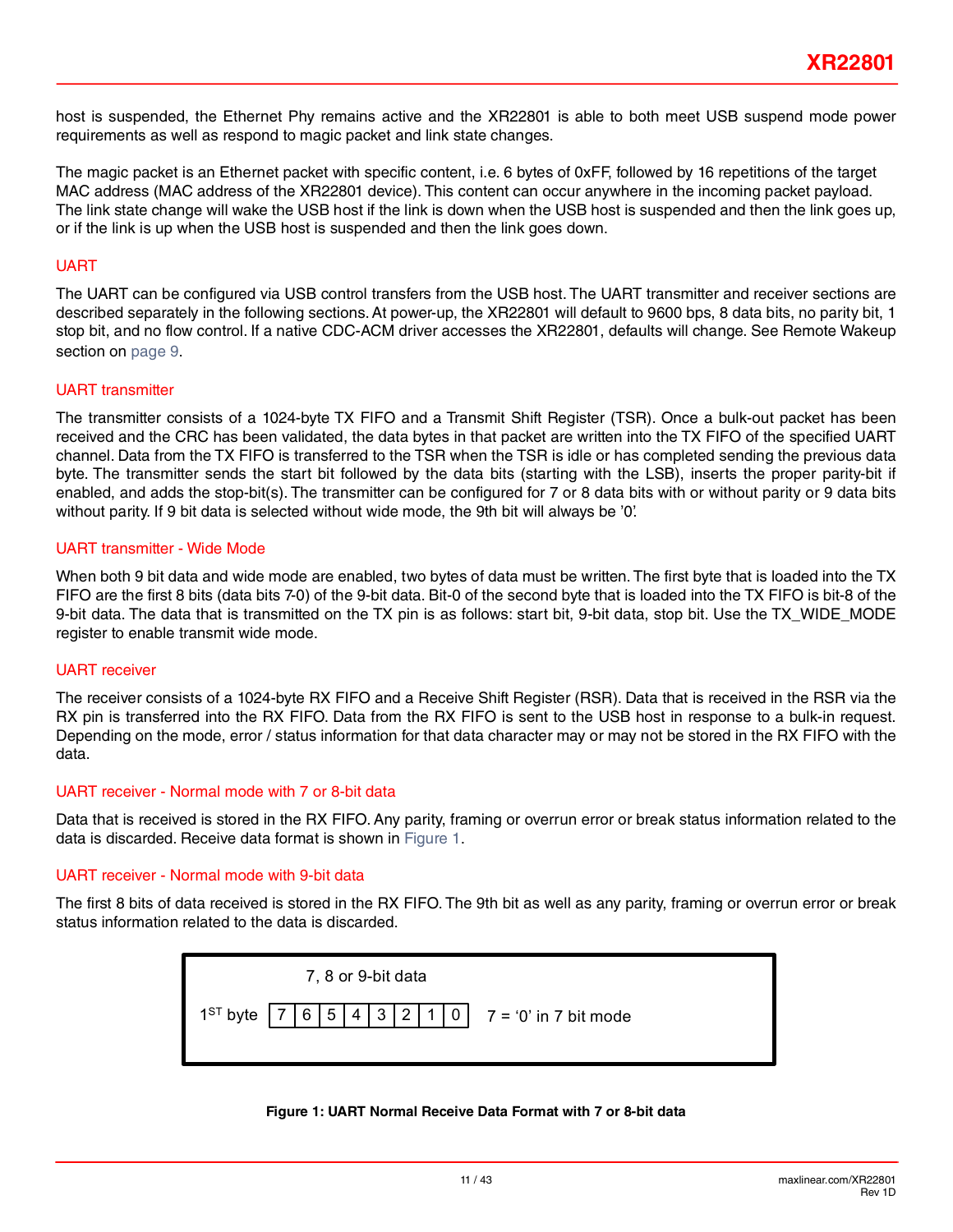host is suspended, the Ethernet Phy remains active and the XR22801 is able to both meet USB suspend mode power requirements as well as respond to magic packet and link state changes.

The magic packet is an Ethernet packet with specific content, i.e. 6 bytes of 0xFF, followed by 16 repetitions of the target MAC address (MAC address of the XR22801 device). This content can occur anywhere in the incoming packet payload. The link state change will wake the USB host if the link is down when the USB host is suspended and then the link goes up, or if the link is up when the USB host is suspended and then the link goes down.

## UART

The UART can be configured via USB control transfers from the USB host. The UART transmitter and receiver sections are described separately in the following sections. At power-up, the XR22801 will default to 9600 bps, 8 data bits, no parity bit, 1 stop bit, and no flow control. If a native CDC-ACM driver accesses the XR22801, defaults will change. See Remote Wakeup section on page 9.

### UART transmitter

The transmitter consists of a 1024-byte TX FIFO and a Transmit Shift Register (TSR). Once a bulk-out packet has been received and the CRC has been validated, the data bytes in that packet are written into the TX FIFO of the specified UART channel. Data from the TX FIFO is transferred to the TSR when the TSR is idle or has completed sending the previous data byte. The transmitter sends the start bit followed by the data bits (starting with the LSB), inserts the proper parity-bit if enabled, and adds the stop-bit(s). The transmitter can be configured for 7 or 8 data bits with or without parity or 9 data bits without parity. If 9 bit data is selected without wide mode, the 9th bit will always be '0'.

### UART transmitter - Wide Mode

When both 9 bit data and wide mode are enabled, two bytes of data must be written. The first byte that is loaded into the TX FIFO are the first 8 bits (data bits 7-0) of the 9-bit data. Bit-0 of the second byte that is loaded into the TX FIFO is bit-8 of the 9-bit data. The data that is transmitted on the TX pin is as follows: start bit, 9-bit data, stop bit. Use the TX_WIDE_MODE register to enable transmit wide mode.

### UART receiver

The receiver consists of a 1024-byte RX FIFO and a Receive Shift Register (RSR). Data that is received in the RSR via the RX pin is transferred into the RX FIFO. Data from the RX FIFO is sent to the USB host in response to a bulk-in request. Depending on the mode, error / status information for that data character may or may not be stored in the RX FIFO with the data.

### UART receiver - Normal mode with 7 or 8-bit data

Data that is received is stored in the RX FIFO. Any parity, framing or overrun error or break status information related to the data is discarded. Receive data format is shown in Figure 1.

### UART receiver - Normal mode with 9-bit data

The first 8 bits of data received is stored in the RX FIFO. The 9th bit as well as any parity, framing or overrun error or break status information related to the data is discarded.

| | 7, 8 or 9-bit data | | | | | | | | |
|---|---|---|---|---|---|---|---|---|---|
| 1ST byte | 7 | 6 | 5 | 4 | 3 | 2 | 1 | 0 | 7 = '0' in 7 bit mode |

**Figure 1: UART Normal Receive Data Format with 7 or 8-bit data**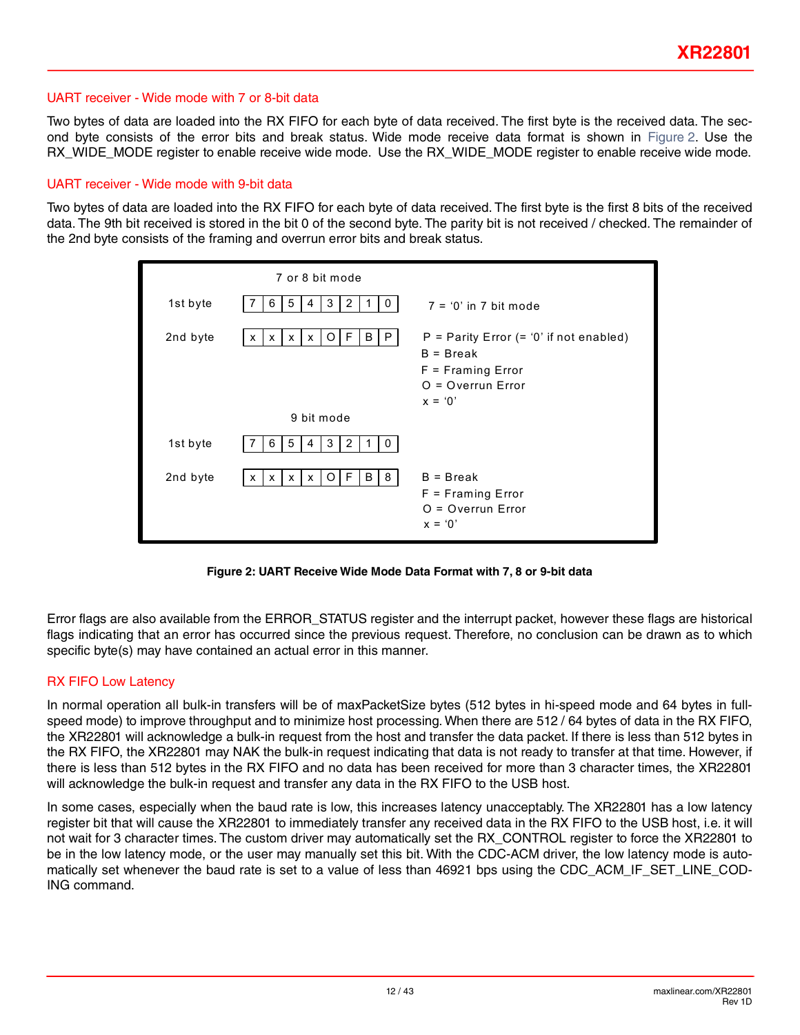### UART receiver - Wide mode with 7 or 8-bit data

Two bytes of data are loaded into the RX FIFO for each byte of data received. The first byte is the received data. The second byte consists of the error bits and break status. Wide mode receive data format is shown in Figure 2. Use the RX_WIDE_MODE register to enable receive wide mode. Use the RX_WIDE_MODE register to enable receive wide mode.

### UART receiver - Wide mode with 9-bit data

Two bytes of data are loaded into the RX FIFO for each byte of data received. The first byte is the first 8 bits of the received data. The 9th bit received is stored in the bit 0 of the second byte. The parity bit is not received / checked. The remainder of the 2nd byte consists of the framing and overrun error bits and break status.

**7 or 8 bit mode**

| | | | | | | | | | |
|---|---|---|---|---|---|---|---|---|---|
| 1st byte | 7 | 6 | 5 | 4 | 3 | 2 | 1 | 0 | 7 = '0' in 7 bit mode |
| 2nd byte | x | x | x | x | O | F | B | P | P = Parity Error (= '0' if not enabled)<br>B = Break<br>F = Framing Error<br>O = Overrun Error<br>x = '0' |

**9 bit mode**

| | | | | | | | | | |
|---|---|---|---|---|---|---|---|---|---|
| 1st byte | 7 | 6 | 5 | 4 | 3 | 2 | 1 | 0 | |
| 2nd byte | x | x | x | x | O | F | B | 8 | B = Break<br>F = Framing Error<br>O = Overrun Error<br>x = '0' |

**Figure 2: UART Receive Wide Mode Data Format with 7, 8 or 9-bit data**

Error flags are also available from the ERROR_STATUS register and the interrupt packet, however these flags are historical flags indicating that an error has occurred since the previous request. Therefore, no conclusion can be drawn as to which specific byte(s) may have contained an actual error in this manner.

### RX FIFO Low Latency

In normal operation all bulk-in transfers will be of maxPacketSize bytes (512 bytes in hi-speed mode and 64 bytes in full-speed mode) to improve throughput and to minimize host processing. When there are 512 / 64 bytes of data in the RX FIFO, the XR22801 will acknowledge a bulk-in request from the host and transfer the data packet. If there is less than 512 bytes in the RX FIFO, the XR22801 may NAK the bulk-in request indicating that data is not ready to transfer at that time. However, if there is less than 512 bytes in the RX FIFO and no data has been received for more than 3 character times, the XR22801 will acknowledge the bulk-in request and transfer any data in the RX FIFO to the USB host.

In some cases, especially when the baud rate is low, this increases latency unacceptably. The XR22801 has a low latency register bit that will cause the XR22801 to immediately transfer any received data in the RX FIFO to the USB host, i.e. it will not wait for 3 character times. The custom driver may automatically set the RX_CONTROL register to force the XR22801 to be in the low latency mode, or the user may manually set this bit. With the CDC-ACM driver, the low latency mode is automatically set whenever the baud rate is set to a value of less than 46921 bps using the CDC_ACM_IF_SET_LINE_CODING command.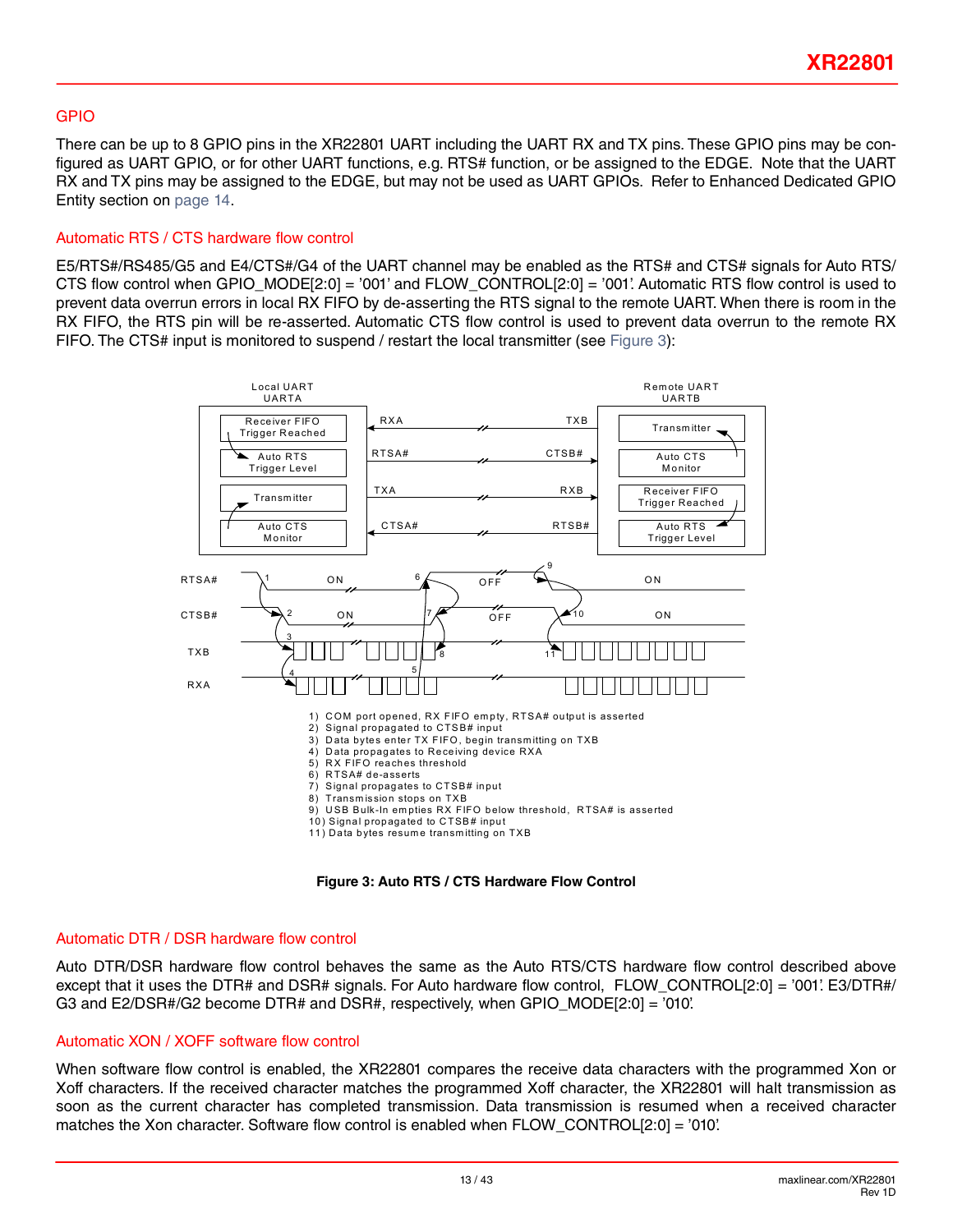## GPIO

There can be up to 8 GPIO pins in the XR22801 UART including the UART RX and TX pins. These GPIO pins may be configured as UART GPIO, or for other UART functions, e.g. RTS# function, or be assigned to the EDGE. Note that the UART RX and TX pins may be assigned to the EDGE, but may not be used as UART GPIOs. Refer to Enhanced Dedicated GPIO Entity section on page 14.

### Automatic RTS / CTS hardware flow control

E5/RTS#/RS485/G5 and E4/CTS#/G4 of the UART channel may be enabled as the RTS# and CTS# signals for Auto RTS/CTS flow control when GPIO_MODE[2:0] = '001' and FLOW_CONTROL[2:0] = '001'. Automatic RTS flow control is used to prevent data overrun errors in local RX FIFO by de-asserting the RTS signal to the remote UART. When there is room in the RX FIFO, the RTS pin will be re-asserted. Automatic CTS flow control is used to prevent data overrun to the remote RX FIFO. The CTS# input is monitored to suspend / restart the local transmitter (see Figure 3):

1) COM port opened, RX FIFO empty, RTSA# output is asserted
2) Signal propagated to CTSB# input
3) Data bytes enter TX FIFO, begin transmitting on TXB
4) Data propagates to Receiving device RXA
5) RX FIFO reaches threshold
6) RTSA# de-asserts
7) Signal propagates to CTSB# input
8) Transmission stops on TXB
9) USB Bulk-In empties RX FIFO below threshold, RTSA# is asserted
10) Signal propagated to CTSB# input
11) Data bytes resume transmitting on TXB

**Figure 3: Auto RTS / CTS Hardware Flow Control**

### Automatic DTR / DSR hardware flow control

Auto DTR/DSR hardware flow control behaves the same as the Auto RTS/CTS hardware flow control described above except that it uses the DTR# and DSR# signals. For Auto hardware flow control, FLOW_CONTROL[2:0] = '001'. E3/DTR#/G3 and E2/DSR#/G2 become DTR# and DSR#, respectively, when GPIO_MODE[2:0] = '010'.

### Automatic XON / XOFF software flow control

When software flow control is enabled, the XR22801 compares the receive data characters with the programmed Xon or Xoff characters. If the received character matches the programmed Xoff character, the XR22801 will halt transmission as soon as the current character has completed transmission. Data transmission is resumed when a received character matches the Xon character. Software flow control is enabled when FLOW_CONTROL[2:0] = '010'.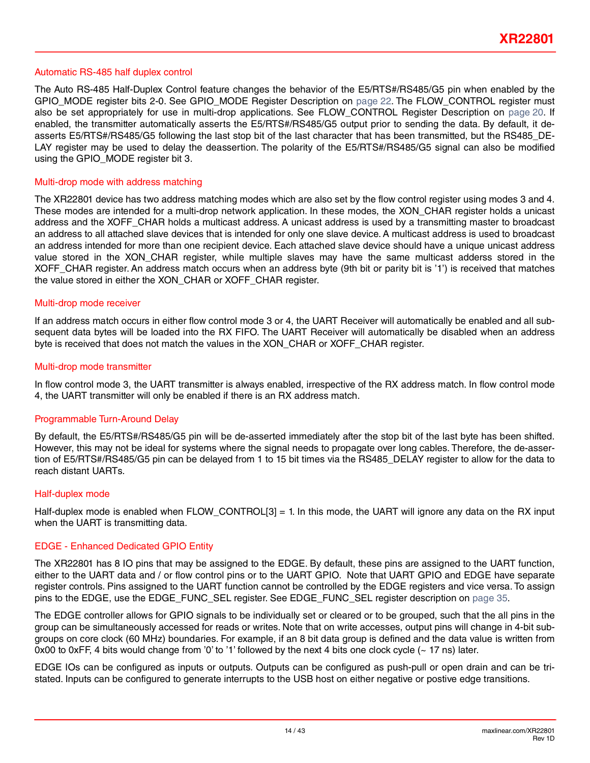### Automatic RS-485 half duplex control

The Auto RS-485 Half-Duplex Control feature changes the behavior of the E5/RTS#/RS485/G5 pin when enabled by the GPIO_MODE register bits 2-0. See GPIO_MODE Register Description on page 22. The FLOW_CONTROL register must also be set appropriately for use in multi-drop applications. See FLOW_CONTROL Register Description on page 20. If enabled, the transmitter automatically asserts the E5/RTS#/RS485/G5 output prior to sending the data. By default, it de-asserts E5/RTS#/RS485/G5 following the last stop bit of the last character that has been transmitted, but the RS485_DELAY register may be used to delay the deassertion. The polarity of the E5/RTS#/RS485/G5 signal can also be modified using the GPIO_MODE register bit 3.

### Multi-drop mode with address matching

The XR22801 device has two address matching modes which are also set by the flow control register using modes 3 and 4. These modes are intended for a multi-drop network application. In these modes, the XON_CHAR register holds a unicast address and the XOFF_CHAR holds a multicast address. A unicast address is used by a transmitting master to broadcast an address to all attached slave devices that is intended for only one slave device. A multicast address is used to broadcast an address intended for more than one recipient device. Each attached slave device should have a unique unicast address value stored in the XON_CHAR register, while multiple slaves may have the same multicast adderss stored in the XOFF_CHAR register. An address match occurs when an address byte (9th bit or parity bit is '1') is received that matches the value stored in either the XON_CHAR or XOFF_CHAR register.

### Multi-drop mode receiver

If an address match occurs in either flow control mode 3 or 4, the UART Receiver will automatically be enabled and all subsequent data bytes will be loaded into the RX FIFO. The UART Receiver will automatically be disabled when an address byte is received that does not match the values in the XON_CHAR or XOFF_CHAR register.

### Multi-drop mode transmitter

In flow control mode 3, the UART transmitter is always enabled, irrespective of the RX address match. In flow control mode 4, the UART transmitter will only be enabled if there is an RX address match.

### Programmable Turn-Around Delay

By default, the E5/RTS#/RS485/G5 pin will be de-asserted immediately after the stop bit of the last byte has been shifted. However, this may not be ideal for systems where the signal needs to propagate over long cables. Therefore, the de-assertion of E5/RTS#/RS485/G5 pin can be delayed from 1 to 15 bit times via the RS485_DELAY register to allow for the data to reach distant UARTs.

### Half-duplex mode

Half-duplex mode is enabled when FLOW_CONTROL[3] = 1. In this mode, the UART will ignore any data on the RX input when the UART is transmitting data.

### EDGE - Enhanced Dedicated GPIO Entity

The XR22801 has 8 IO pins that may be assigned to the EDGE. By default, these pins are assigned to the UART function, either to the UART data and / or flow control pins or to the UART GPIO. Note that UART GPIO and EDGE have separate register controls. Pins assigned to the UART function cannot be controlled by the EDGE registers and vice versa. To assign pins to the EDGE, use the EDGE_FUNC_SEL register. See EDGE_FUNC_SEL register description on page 35.

The EDGE controller allows for GPIO signals to be individually set or cleared or to be grouped, such that the all pins in the group can be simultaneously accessed for reads or writes. Note that on write accesses, output pins will change in 4-bit subgroups on core clock (60 MHz) boundaries. For example, if an 8 bit data group is defined and the data value is written from 0x00 to 0xFF, 4 bits would change from '0' to '1' followed by the next 4 bits one clock cycle (~ 17 ns) later.

EDGE IOs can be configured as inputs or outputs. Outputs can be configured as push-pull or open drain and can be tri-stated. Inputs can be configured to generate interrupts to the USB host on either negative or postive edge transitions.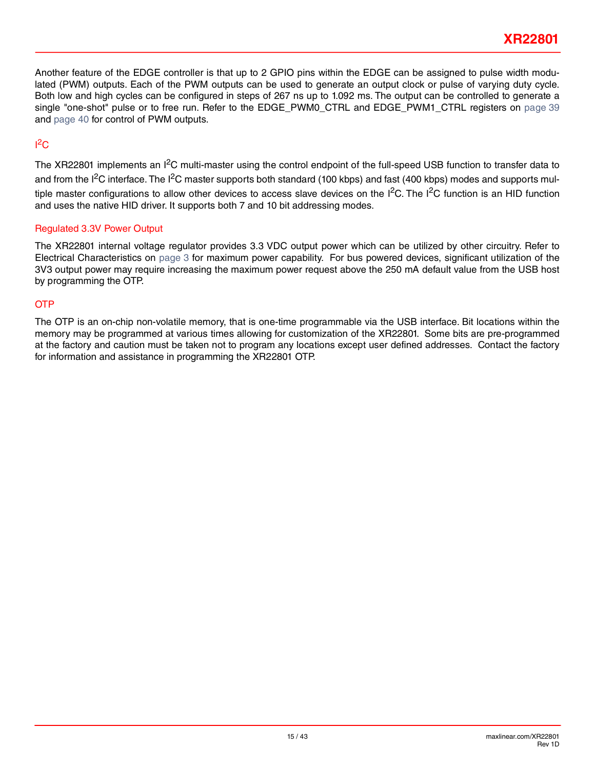Another feature of the EDGE controller is that up to 2 GPIO pins within the EDGE can be assigned to pulse width modulated (PWM) outputs. Each of the PWM outputs can be used to generate an output clock or pulse of varying duty cycle. Both low and high cycles can be configured in steps of 267 ns up to 1.092 ms. The output can be controlled to generate a single "one-shot" pulse or to free run. Refer to the EDGE_PWM0_CTRL and EDGE_PWM1_CTRL registers on page 39 and page 40 for control of PWM outputs.

## I$^2$C

The XR22801 implements an I$^2$C multi-master using the control endpoint of the full-speed USB function to transfer data to and from the I$^2$C interface. The I$^2$C master supports both standard (100 kbps) and fast (400 kbps) modes and supports multiple master configurations to allow other devices to access slave devices on the I$^2$C. The I$^2$C function is an HID function and uses the native HID driver. It supports both 7 and 10 bit addressing modes.

## Regulated 3.3V Power Output

The XR22801 internal voltage regulator provides 3.3 VDC output power which can be utilized by other circuitry. Refer to Electrical Characteristics on page 3 for maximum power capability. For bus powered devices, significant utilization of the 3V3 output power may require increasing the maximum power request above the 250 mA default value from the USB host by programming the OTP.

## OTP

The OTP is an on-chip non-volatile memory, that is one-time programmable via the USB interface. Bit locations within the memory may be programmed at various times allowing for customization of the XR22801. Some bits are pre-programmed at the factory and caution must be taken not to program any locations except user defined addresses. Contact the factory for information and assistance in programming the XR22801 OTP.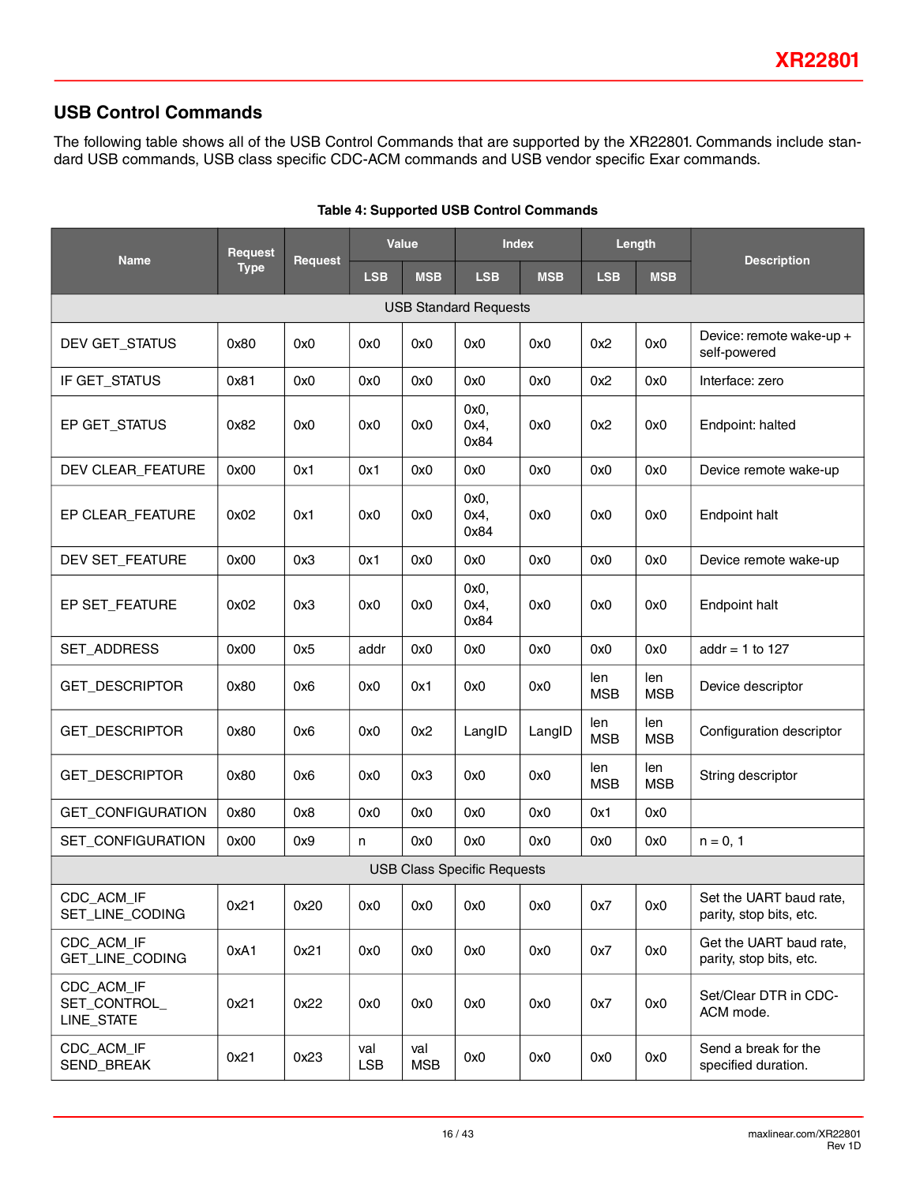## USB Control Commands

The following table shows all of the USB Control Commands that are supported by the XR22801. Commands include standard USB commands, USB class specific CDC-ACM commands and USB vendor specific Exar commands.

**Table 4: Supported USB Control Commands**

| Name | Request Type | Request | Value | | Index | | Length | | Description |
|---|---|---|---|---|---|---|---|---|---|
| | | | LSB | MSB | LSB | MSB | LSB | MSB | |
| **USB Standard Requests** | | | | | | | | | |
| DEV GET_STATUS | 0x80 | 0x0 | 0x0 | 0x0 | 0x0 | 0x0 | 0x2 | 0x0 | Device: remote wake-up + self-powered |
| IF GET_STATUS | 0x81 | 0x0 | 0x0 | 0x0 | 0x0 | 0x0 | 0x2 | 0x0 | Interface: zero |
| EP GET_STATUS | 0x82 | 0x0 | 0x0 | 0x0 | 0x0, 0x4, 0x84 | 0x0 | 0x2 | 0x0 | Endpoint: halted |
| DEV CLEAR_FEATURE | 0x00 | 0x1 | 0x1 | 0x0 | 0x0 | 0x0 | 0x0 | 0x0 | Device remote wake-up |
| EP CLEAR_FEATURE | 0x02 | 0x1 | 0x0 | 0x0 | 0x0, 0x4, 0x84 | 0x0 | 0x0 | 0x0 | Endpoint halt |
| DEV SET_FEATURE | 0x00 | 0x3 | 0x1 | 0x0 | 0x0 | 0x0 | 0x0 | 0x0 | Device remote wake-up |
| EP SET_FEATURE | 0x02 | 0x3 | 0x0 | 0x0 | 0x0, 0x4, 0x84 | 0x0 | 0x0 | 0x0 | Endpoint halt |
| SET_ADDRESS | 0x00 | 0x5 | addr | 0x0 | 0x0 | 0x0 | 0x0 | 0x0 | addr = 1 to 127 |
| GET_DESCRIPTOR | 0x80 | 0x6 | 0x0 | 0x1 | 0x0 | 0x0 | len MSB | len MSB | Device descriptor |
| GET_DESCRIPTOR | 0x80 | 0x6 | 0x0 | 0x2 | LangID | LangID | len MSB | len MSB | Configuration descriptor |
| GET_DESCRIPTOR | 0x80 | 0x6 | 0x0 | 0x3 | 0x0 | 0x0 | len MSB | len MSB | String descriptor |
| GET_CONFIGURATION | 0x80 | 0x8 | 0x0 | 0x0 | 0x0 | 0x0 | 0x1 | 0x0 | |
| SET_CONFIGURATION | 0x00 | 0x9 | n | 0x0 | 0x0 | 0x0 | 0x0 | 0x0 | n = 0, 1 |
| **USB Class Specific Requests** | | | | | | | | | |
| CDC_ACM_IF SET_LINE_CODING | 0x21 | 0x20 | 0x0 | 0x0 | 0x0 | 0x0 | 0x7 | 0x0 | Set the UART baud rate, parity, stop bits, etc. |
| CDC_ACM_IF GET_LINE_CODING | 0xA1 | 0x21 | 0x0 | 0x0 | 0x0 | 0x0 | 0x7 | 0x0 | Get the UART baud rate, parity, stop bits, etc. |
| CDC_ACM_IF SET_CONTROL_LINE_STATE | 0x21 | 0x22 | 0x0 | 0x0 | 0x0 | 0x0 | 0x7 | 0x0 | Set/Clear DTR in CDC-ACM mode. |
| CDC_ACM_IF SEND_BREAK | 0x21 | 0x23 | val LSB | val MSB | 0x0 | 0x0 | 0x0 | 0x0 | Send a break for the specified duration. |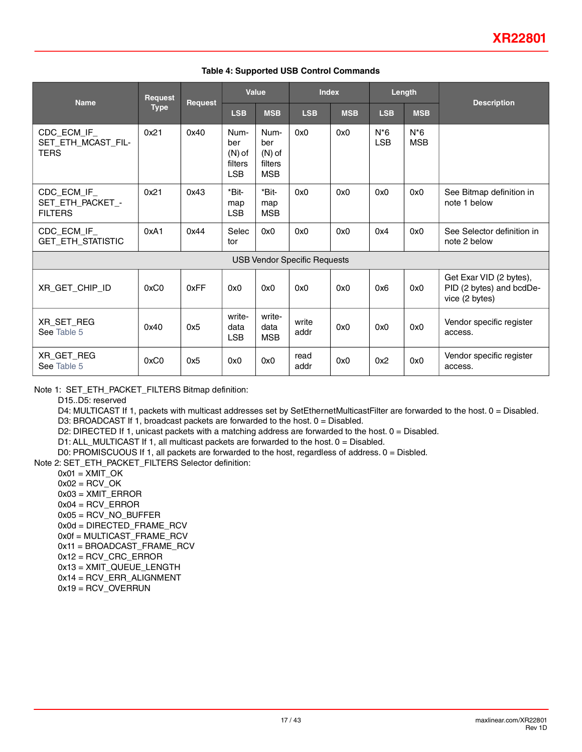**Table 4: Supported USB Control Commands**

| Name | Request Type | Request | Value | | Index | | Length | | Description |
|---|---|---|---|---|---|---|---|---|---|
| | | | LSB | MSB | LSB | MSB | LSB | MSB | |
| CDC_ECM_IF_SET_ETH_MCAST_FILTERS | 0x21 | 0x40 | Number (N) of filters LSB | Number (N) of filters MSB | 0x0 | 0x0 | N*6 LSB | N*6 MSB | |
| CDC_ECM_IF_SET_ETH_PACKET_FILTERS | 0x21 | 0x43 | *Bitmap LSB | *Bitmap MSB | 0x0 | 0x0 | 0x0 | 0x0 | See Bitmap definition in note 1 below |
| CDC_ECM_IF_GET_ETH_STATISTIC | 0xA1 | 0x44 | Selector | 0x0 | 0x0 | 0x0 | 0x4 | 0x0 | See Selector definition in note 2 below |
| USB Vendor Specific Requests | | | | | | | | | |
| XR_GET_CHIP_ID | 0xC0 | 0xFF | 0x0 | 0x0 | 0x0 | 0x0 | 0x6 | 0x0 | Get Exar VID (2 bytes), PID (2 bytes) and bcdDevice (2 bytes) |
| XR_SET_REG See Table 5 | 0x40 | 0x5 | write-data LSB | write-data MSB | write addr | 0x0 | 0x0 | 0x0 | Vendor specific register access. |
| XR_GET_REG See Table 5 | 0xC0 | 0x5 | 0x0 | 0x0 | read addr | 0x0 | 0x2 | 0x0 | Vendor specific register access. |

Note 1: SET_ETH_PACKET_FILTERS Bitmap definition:

- D15..D5: reserved
- D4: MULTICAST If 1, packets with multicast addresses set by SetEthernetMulticastFilter are forwarded to the host. 0 = Disabled.
- D3: BROADCAST If 1, broadcast packets are forwarded to the host. 0 = Disabled.
- D2: DIRECTED If 1, unicast packets with a matching address are forwarded to the host. 0 = Disabled.
- D1: ALL_MULTICAST If 1, all multicast packets are forwarded to the host. 0 = Disabled.
- D0: PROMISCUOUS If 1, all packets are forwarded to the host, regardless of address. 0 = Disbled.

Note 2: SET_ETH_PACKET_FILTERS Selector definition:

- 0x01 = XMIT_OK
- 0x02 = RCV_OK
- 0x03 = XMIT_ERROR
- 0x04 = RCV_ERROR
- 0x05 = RCV_NO_BUFFER
- 0x0d = DIRECTED_FRAME_RCV
- 0x0f = MULTICAST_FRAME_RCV
- 0x11 = BROADCAST_FRAME_RCV
- 0x12 = RCV_CRC_ERROR
- 0x13 = XMIT_QUEUE_LENGTH
- 0x14 = RCV_ERR_ALIGNMENT
- 0x19 = RCV_OVERRUN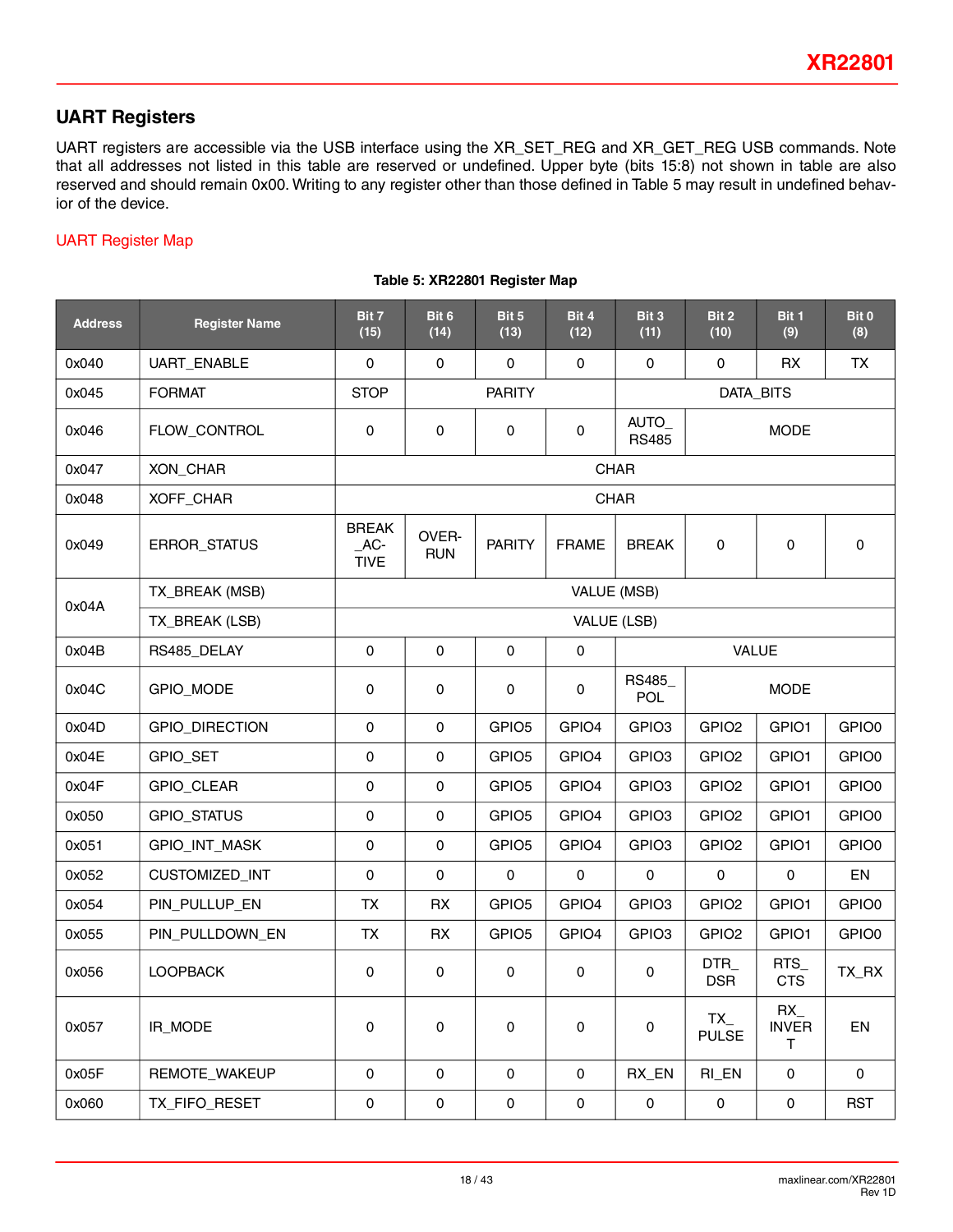## UART Registers

UART registers are accessible via the USB interface using the XR_SET_REG and XR_GET_REG USB commands. Note that all addresses not listed in this table are reserved or undefined. Upper byte (bits 15:8) not shown in table are also reserved and should remain 0x00. Writing to any register other than those defined in Table 5 may result in undefined behavior of the device.

### UART Register Map

**Table 5: XR22801 Register Map**

| Address | Register Name | Bit 7 (15) | Bit 6 (14) | Bit 5 (13) | Bit 4 (12) | Bit 3 (11) | Bit 2 (10) | Bit 1 (9) | Bit 0 (8) |
|---|---|---|---|---|---|---|---|---|---|
| 0x040 | UART_ENABLE | 0 | 0 | 0 | 0 | 0 | 0 | RX | TX |
| 0x045 | FORMAT | STOP | PARITY | | | DATA_BITS | | | |
| 0x046 | FLOW_CONTROL | 0 | 0 | 0 | 0 | AUTO_RS485 | MODE | | |
| 0x047 | XON_CHAR | CHAR | | | | | | | |
| 0x048 | XOFF_CHAR | CHAR | | | | | | | |
| 0x049 | ERROR_STATUS | BREAK_ACTIVE | OVERRUN | PARITY | FRAME | BREAK | 0 | 0 | 0 |
| 0x04A | TX_BREAK (MSB) | VALUE (MSB) | | | | | | | |
| | TX_BREAK (LSB) | VALUE (LSB) | | | | | | | |
| 0x04B | RS485_DELAY | 0 | 0 | 0 | 0 | VALUE | | | |
| 0x04C | GPIO_MODE | 0 | 0 | 0 | 0 | RS485_POL | MODE | | |
| 0x04D | GPIO_DIRECTION | 0 | 0 | GPIO5 | GPIO4 | GPIO3 | GPIO2 | GPIO1 | GPIO0 |
| 0x04E | GPIO_SET | 0 | 0 | GPIO5 | GPIO4 | GPIO3 | GPIO2 | GPIO1 | GPIO0 |
| 0x04F | GPIO_CLEAR | 0 | 0 | GPIO5 | GPIO4 | GPIO3 | GPIO2 | GPIO1 | GPIO0 |
| 0x050 | GPIO_STATUS | 0 | 0 | GPIO5 | GPIO4 | GPIO3 | GPIO2 | GPIO1 | GPIO0 |
| 0x051 | GPIO_INT_MASK | 0 | 0 | GPIO5 | GPIO4 | GPIO3 | GPIO2 | GPIO1 | GPIO0 |
| 0x052 | CUSTOMIZED_INT | 0 | 0 | 0 | 0 | 0 | 0 | 0 | EN |
| 0x054 | PIN_PULLUP_EN | TX | RX | GPIO5 | GPIO4 | GPIO3 | GPIO2 | GPIO1 | GPIO0 |
| 0x055 | PIN_PULLDOWN_EN | TX | RX | GPIO5 | GPIO4 | GPIO3 | GPIO2 | GPIO1 | GPIO0 |
| 0x056 | LOOPBACK | 0 | 0 | 0 | 0 | 0 | DTR_DSR | RTS_CTS | TX_RX |
| 0x057 | IR_MODE | 0 | 0 | 0 | 0 | 0 | TX_PULSE | RX_INVERT | EN |
| 0x05F | REMOTE_WAKEUP | 0 | 0 | 0 | 0 | RX_EN | RI_EN | 0 | 0 |
| 0x060 | TX_FIFO_RESET | 0 | 0 | 0 | 0 | 0 | 0 | 0 | RST |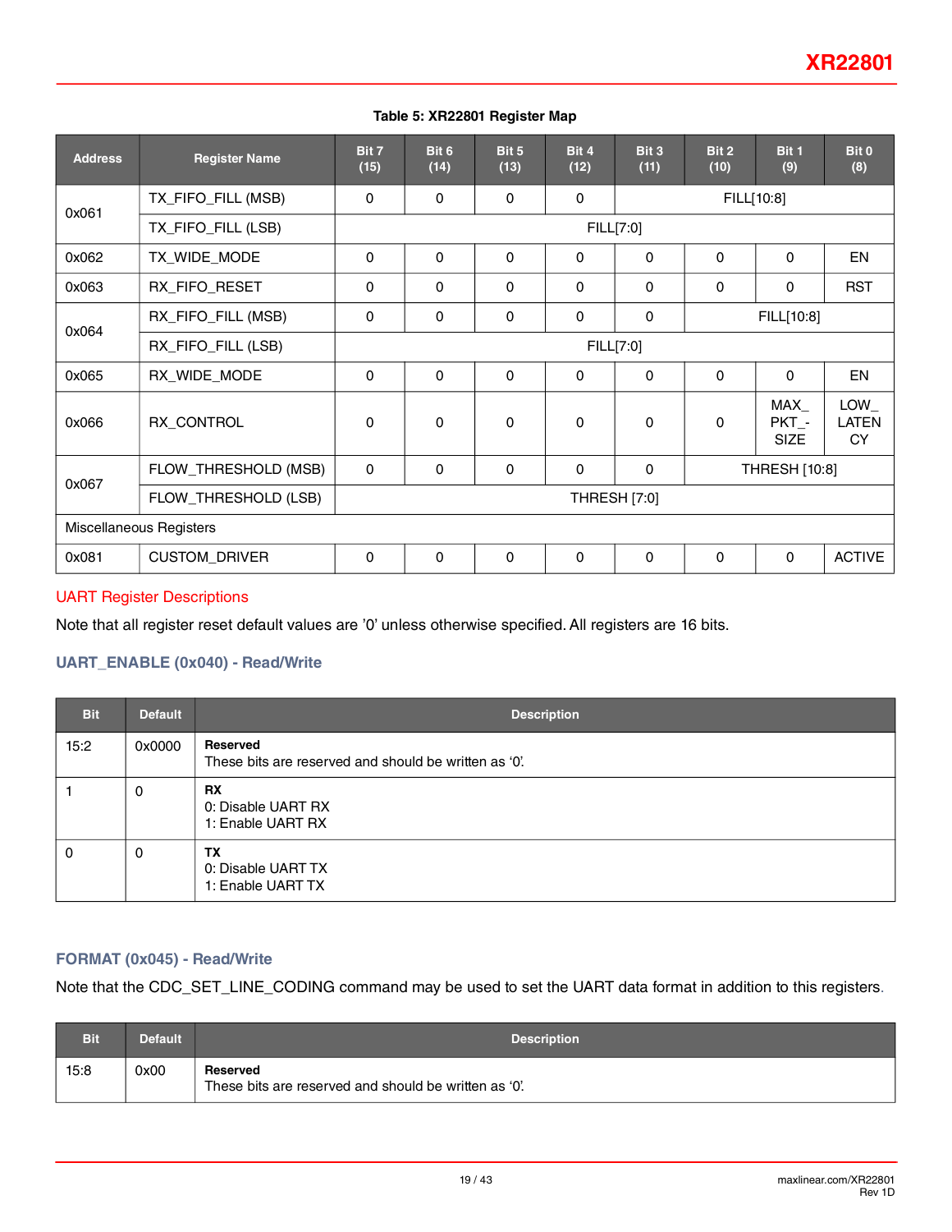**Table 5: XR22801 Register Map**

| Address | Register Name | Bit 7 (15) | Bit 6 (14) | Bit 5 (13) | Bit 4 (12) | Bit 3 (11) | Bit 2 (10) | Bit 1 (9) | Bit 0 (8) |
|---|---|---|---|---|---|---|---|---|---|
| 0x061 | TX_FIFO_FILL (MSB) | 0 | 0 | 0 | 0 | FILL[10:8] | | | |
| | TX_FIFO_FILL (LSB) | FILL[7:0] | | | | | | | |
| 0x062 | TX_WIDE_MODE | 0 | 0 | 0 | 0 | 0 | 0 | 0 | EN |
| 0x063 | RX_FIFO_RESET | 0 | 0 | 0 | 0 | 0 | 0 | 0 | RST |
| 0x064 | RX_FIFO_FILL (MSB) | 0 | 0 | 0 | 0 | 0 | FILL[10:8] | | |
| | RX_FIFO_FILL (LSB) | FILL[7:0] | | | | | | | |
| 0x065 | RX_WIDE_MODE | 0 | 0 | 0 | 0 | 0 | 0 | 0 | EN |
| 0x066 | RX_CONTROL | 0 | 0 | 0 | 0 | 0 | 0 | MAX_PKT_-SIZE | LOW_LATENCY |
| 0x067 | FLOW_THRESHOLD (MSB) | 0 | 0 | 0 | 0 | 0 | THRESH [10:8] | | |
| | FLOW_THRESHOLD (LSB) | THRESH [7:0] | | | | | | | |
| Miscellaneous Registers | | | | | | | | | |
| 0x081 | CUSTOM_DRIVER | 0 | 0 | 0 | 0 | 0 | 0 | 0 | ACTIVE |

## UART Register Descriptions

Note that all register reset default values are '0' unless otherwise specified. All registers are 16 bits.

### UART_ENABLE (0x040) - Read/Write

| Bit | Default | Description |
|---|---|---|
| 15:2 | 0x0000 | **Reserved**<br>These bits are reserved and should be written as '0'. |
| 1 | 0 | **RX**<br>0: Disable UART RX<br>1: Enable UART RX |
| 0 | 0 | **TX**<br>0: Disable UART TX<br>1: Enable UART TX |

### FORMAT (0x045) - Read/Write

Note that the CDC_SET_LINE_CODING command may be used to set the UART data format in addition to this registers.

| Bit | Default | Description |
|---|---|---|
| 15:8 | 0x00 | **Reserved**<br>These bits are reserved and should be written as '0'. |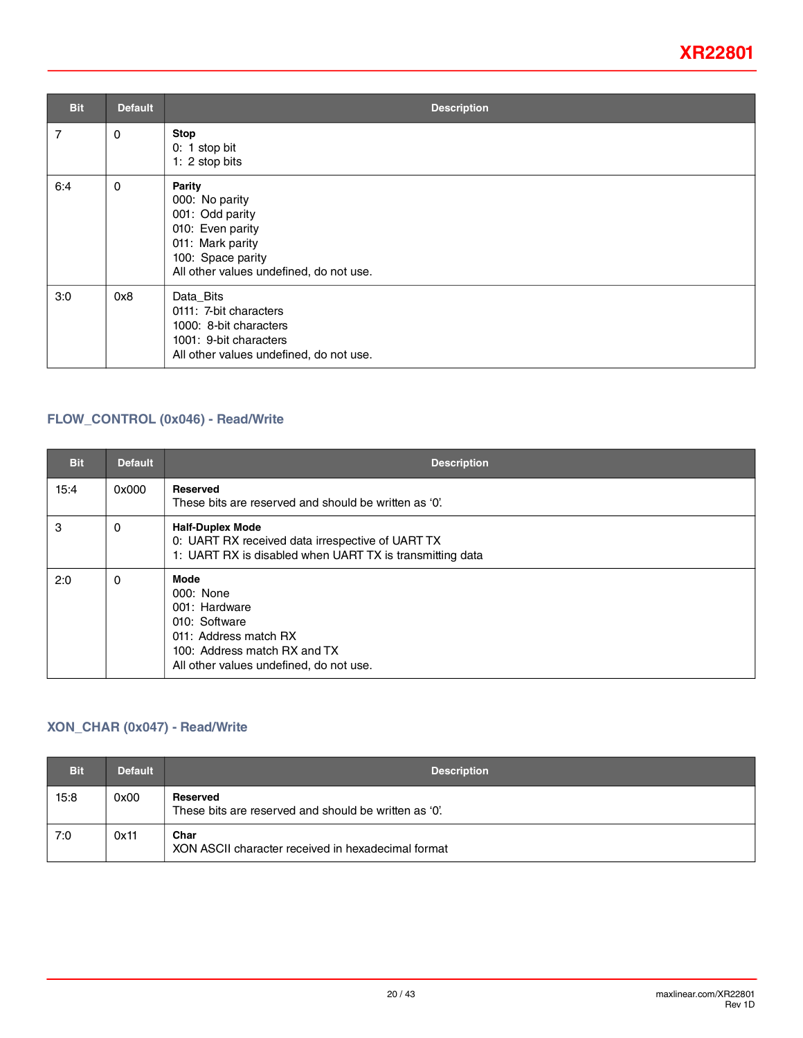| Bit | Default | Description |
|---|---|---|
| 7 | 0 | **Stop**<br>0: 1 stop bit<br>1: 2 stop bits |
| 6:4 | 0 | **Parity**<br>000: No parity<br>001: Odd parity<br>010: Even parity<br>011: Mark parity<br>100: Space parity<br>All other values undefined, do not use. |
| 3:0 | 0x8 | Data_Bits<br>0111: 7-bit characters<br>1000: 8-bit characters<br>1001: 9-bit characters<br>All other values undefined, do not use. |

### FLOW_CONTROL (0x046) - Read/Write

| Bit | Default | Description |
|---|---|---|
| 15:4 | 0x000 | **Reserved**<br>These bits are reserved and should be written as '0'. |
| 3 | 0 | **Half-Duplex Mode**<br>0: UART RX received data irrespective of UART TX<br>1: UART RX is disabled when UART TX is transmitting data |
| 2:0 | 0 | **Mode**<br>000: None<br>001: Hardware<br>010: Software<br>011: Address match RX<br>100: Address match RX and TX<br>All other values undefined, do not use. |

### XON_CHAR (0x047) - Read/Write

| Bit | Default | Description |
|---|---|---|
| 15:8 | 0x00 | **Reserved**<br>These bits are reserved and should be written as '0'. |
| 7:0 | 0x11 | **Char**<br>XON ASCII character received in hexadecimal format |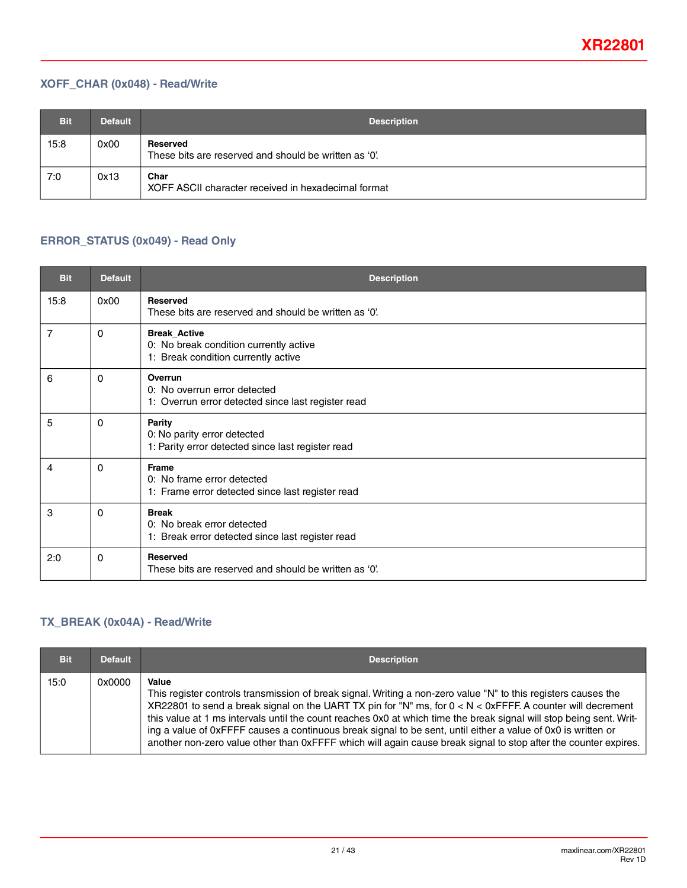### XOFF_CHAR (0x048) - Read/Write

| Bit | Default | Description |
|---|---|---|
| 15:8 | 0x00 | **Reserved**<br>These bits are reserved and should be written as '0'. |
| 7:0 | 0x13 | **Char**<br>XOFF ASCII character received in hexadecimal format |

### ERROR_STATUS (0x049) - Read Only

| Bit | Default | Description |
|---|---|---|
| 15:8 | 0x00 | **Reserved**<br>These bits are reserved and should be written as '0'. |
| 7 | 0 | **Break_Active**<br>0: No break condition currently active<br>1: Break condition currently active |
| 6 | 0 | **Overrun**<br>0: No overrun error detected<br>1: Overrun error detected since last register read |
| 5 | 0 | **Parity**<br>0: No parity error detected<br>1: Parity error detected since last register read |
| 4 | 0 | **Frame**<br>0: No frame error detected<br>1: Frame error detected since last register read |
| 3 | 0 | **Break**<br>0: No break error detected<br>1: Break error detected since last register read |
| 2:0 | 0 | **Reserved**<br>These bits are reserved and should be written as '0'. |

### TX_BREAK (0x04A) - Read/Write

| Bit | Default | Description |
|---|---|---|
| 15:0 | 0x0000 | **Value**<br>This register controls transmission of break signal. Writing a non-zero value "N" to this registers causes the XR22801 to send a break signal on the UART TX pin for "N" ms, for 0 < N < 0xFFFF. A counter will decrement this value at 1 ms intervals until the count reaches 0x0 at which time the break signal will stop being sent. Writing a value of 0xFFFF causes a continuous break signal to be sent, until either a value of 0x0 is written or another non-zero value other than 0xFFFF which will again cause break signal to stop after the counter expires. |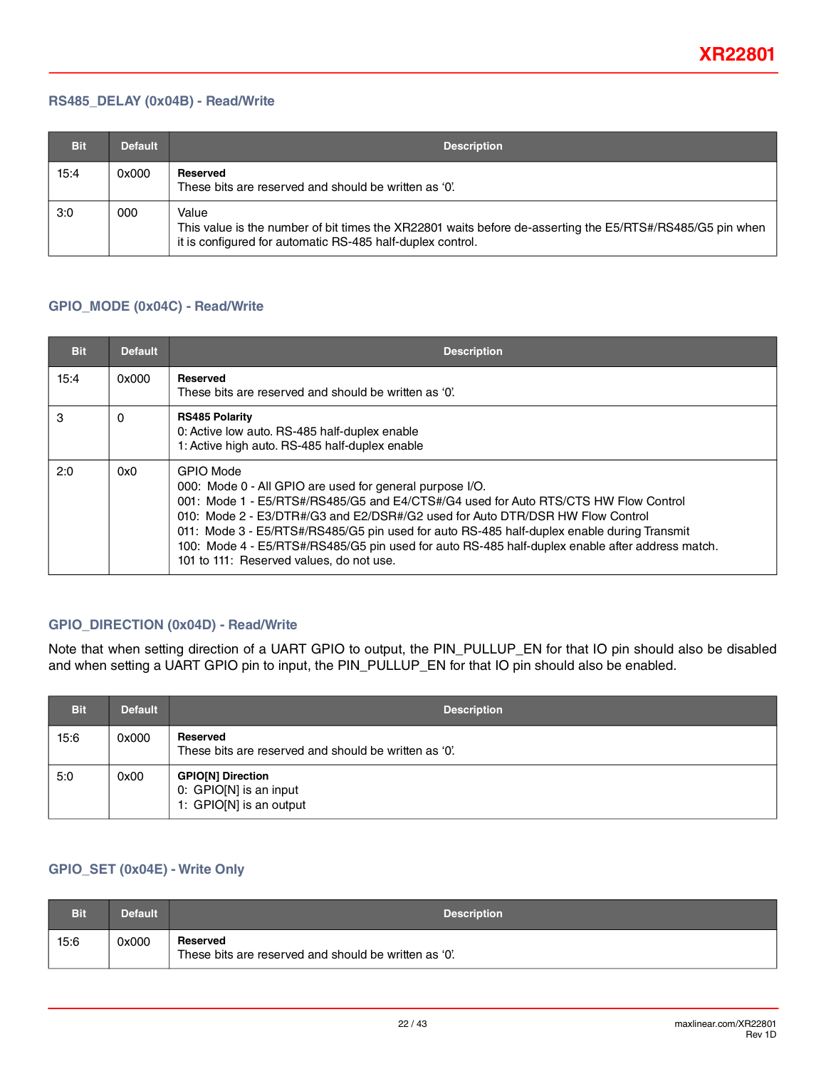### RS485_DELAY (0x04B) - Read/Write

| Bit | Default | Description |
|---|---|---|
| 15:4 | 0x000 | **Reserved**<br>These bits are reserved and should be written as ‘0’. |
| 3:0 | 000 | Value<br>This value is the number of bit times the XR22801 waits before de-asserting the E5/RTS#/RS485/G5 pin when it is configured for automatic RS-485 half-duplex control. |

### GPIO_MODE (0x04C) - Read/Write

| Bit | Default | Description |
|---|---|---|
| 15:4 | 0x000 | **Reserved**<br>These bits are reserved and should be written as ‘0’. |
| 3 | 0 | **RS485 Polarity**<br>0: Active low auto. RS-485 half-duplex enable<br>1: Active high auto. RS-485 half-duplex enable |
| 2:0 | 0x0 | GPIO Mode<br>000: Mode 0 - All GPIO are used for general purpose I/O.<br>001: Mode 1 - E5/RTS#/RS485/G5 and E4/CTS#/G4 used for Auto RTS/CTS HW Flow Control<br>010: Mode 2 - E3/DTR#/G3 and E2/DSR#/G2 used for Auto DTR/DSR HW Flow Control<br>011: Mode 3 - E5/RTS#/RS485/G5 pin used for auto RS-485 half-duplex enable during Transmit<br>100: Mode 4 - E5/RTS#/RS485/G5 pin used for auto RS-485 half-duplex enable after address match.<br>101 to 111: Reserved values, do not use. |

### GPIO_DIRECTION (0x04D) - Read/Write

Note that when setting direction of a UART GPIO to output, the PIN_PULLUP_EN for that IO pin should also be disabled and when setting a UART GPIO pin to input, the PIN_PULLUP_EN for that IO pin should also be enabled.

| Bit | Default | Description |
|---|---|---|
| 15:6 | 0x000 | **Reserved**<br>These bits are reserved and should be written as ‘0’. |
| 5:0 | 0x00 | **GPIO[N] Direction**<br>0: GPIO[N] is an input<br>1: GPIO[N] is an output |

### GPIO_SET (0x04E) - Write Only

| Bit | Default | Description |
|---|---|---|
| 15:6 | 0x000 | **Reserved**<br>These bits are reserved and should be written as ‘0’. |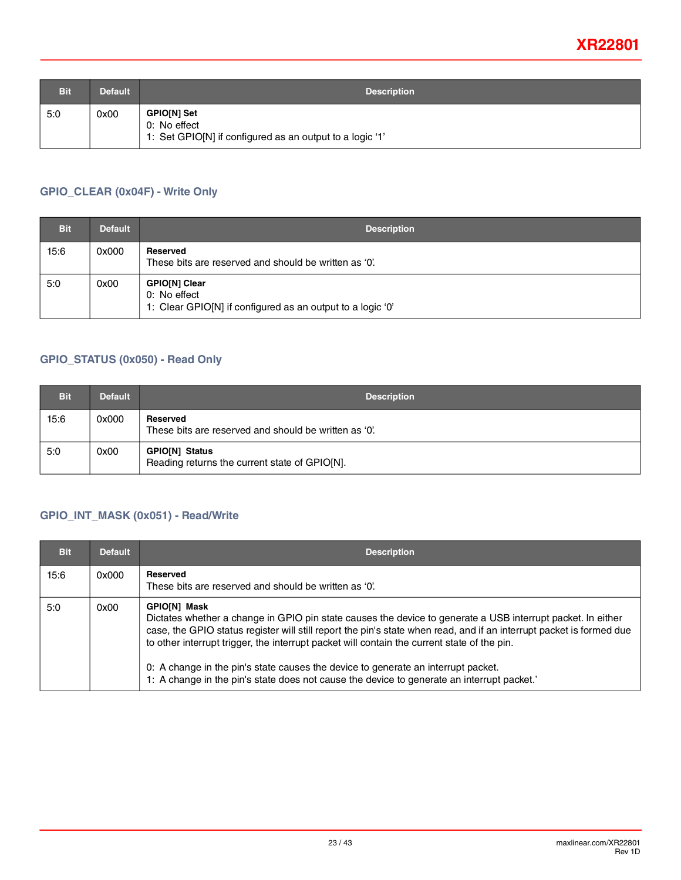| Bit | Default | Description |
|---|---|---|
| 5:0 | 0x00 | **GPIO[N] Set**<br>0: No effect<br>1: Set GPIO[N] if configured as an output to a logic '1' |

### GPIO_CLEAR (0x04F) - Write Only

| Bit | Default | Description |
|---|---|---|
| 15:6 | 0x000 | **Reserved**<br>These bits are reserved and should be written as '0'. |
| 5:0 | 0x00 | **GPIO[N] Clear**<br>0: No effect<br>1: Clear GPIO[N] if configured as an output to a logic '0' |

### GPIO_STATUS (0x050) - Read Only

| Bit | Default | Description |
|---|---|---|
| 15:6 | 0x000 | **Reserved**<br>These bits are reserved and should be written as '0'. |
| 5:0 | 0x00 | **GPIO[N] Status**<br>Reading returns the current state of GPIO[N]. |

### GPIO_INT_MASK (0x051) - Read/Write

| Bit | Default | Description |
|---|---|---|
| 15:6 | 0x000 | **Reserved**<br>These bits are reserved and should be written as '0'. |
| 5:0 | 0x00 | **GPIO[N] Mask**<br>Dictates whether a change in GPIO pin state causes the device to generate a USB interrupt packet. In either case, the GPIO status register will still report the pin's state when read, and if an interrupt packet is formed due to other interrupt trigger, the interrupt packet will contain the current state of the pin.<br><br>0: A change in the pin's state causes the device to generate an interrupt packet.<br>1: A change in the pin's state does not cause the device to generate an interrupt packet.' |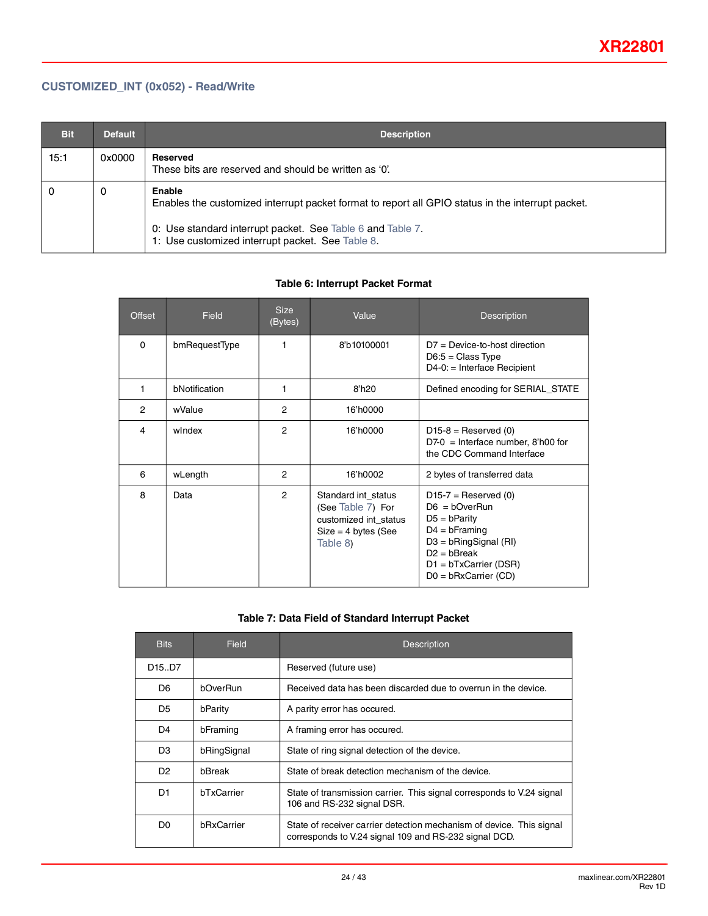### CUSTOMIZED_INT (0x052) - Read/Write

| Bit | Default | Description |
|---|---|---|
| 15:1 | 0x0000 | **Reserved**<br>These bits are reserved and should be written as '0'. |
| 0 | 0 | **Enable**<br>Enables the customized interrupt packet format to report all GPIO status in the interrupt packet.<br><br>0: Use standard interrupt packet. See Table 6 and Table 7.<br>1: Use customized interrupt packet. See Table 8. |

**Table 6: Interrupt Packet Format**

| Offset | Field | Size (Bytes) | Value | Description |
|---|---|---|---|---|
| 0 | bmRequestType | 1 | 8'b10100001 | D7 = Device-to-host direction<br>D6:5 = Class Type<br>D4-0: = Interface Recipient |
| 1 | bNotification | 1 | 8'h20 | Defined encoding for SERIAL_STATE |
| 2 | wValue | 2 | 16'h0000 | |
| 4 | wIndex | 2 | 16'h0000 | D15-8 = Reserved (0)<br>D7-0 = Interface number, 8'h00 for the CDC Command Interface |
| 6 | wLength | 2 | 16'h0002 | 2 bytes of transferred data |
| 8 | Data | 2 | Standard int_status (See Table 7) For customized int_status Size = 4 bytes (See Table 8) | D15-7 = Reserved (0)<br>D6 = bOverRun<br>D5 = bParity<br>D4 = bFraming<br>D3 = bRingSignal (RI)<br>D2 = bBreak<br>D1 = bTxCarrier (DSR)<br>D0 = bRxCarrier (CD) |

**Table 7: Data Field of Standard Interrupt Packet**

| Bits | Field | Description |
|---|---|---|
| D15..D7 | | Reserved (future use) |
| D6 | bOverRun | Received data has been discarded due to overrun in the device. |
| D5 | bParity | A parity error has occured. |
| D4 | bFraming | A framing error has occured. |
| D3 | bRingSignal | State of ring signal detection of the device. |
| D2 | bBreak | State of break detection mechanism of the device. |
| D1 | bTxCarrier | State of transmission carrier. This signal corresponds to V.24 signal 106 and RS-232 signal DSR. |
| D0 | bRxCarrier | State of receiver carrier detection mechanism of device. This signal corresponds to V.24 signal 109 and RS-232 signal DCD. |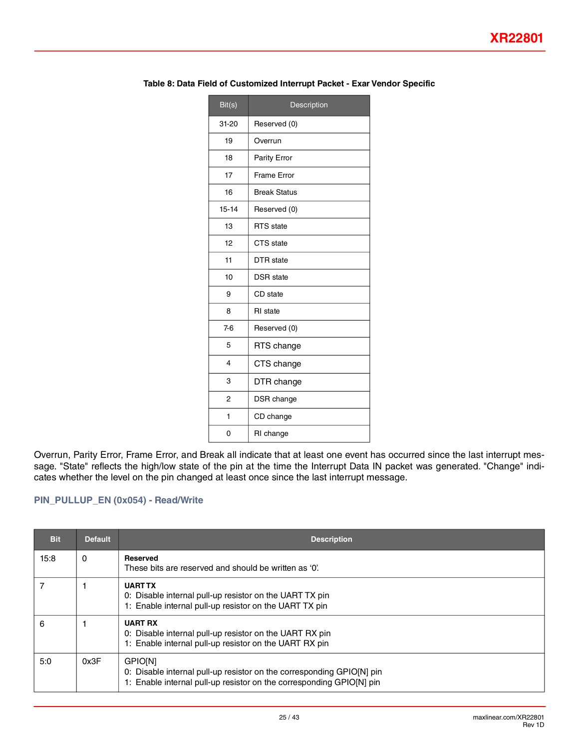**Table 8: Data Field of Customized Interrupt Packet - Exar Vendor Specific**

| Bit(s) | Description |
|---|---|
| 31-20 | Reserved (0) |
| 19 | Overrun |
| 18 | Parity Error |
| 17 | Frame Error |
| 16 | Break Status |
| 15-14 | Reserved (0) |
| 13 | RTS state |
| 12 | CTS state |
| 11 | DTR state |
| 10 | DSR state |
| 9 | CD state |
| 8 | RI state |
| 7-6 | Reserved (0) |
| 5 | RTS change |
| 4 | CTS change |
| 3 | DTR change |
| 2 | DSR change |
| 1 | CD change |
| 0 | RI change |

Overrun, Parity Error, Frame Error, and Break all indicate that at least one event has occurred since the last interrupt message. "State" reflects the high/low state of the pin at the time the Interrupt Data IN packet was generated. "Change" indicates whether the level on the pin changed at least once since the last interrupt message.

### PIN_PULLUP_EN (0x054) - Read/Write

| Bit | Default | Description |
|---|---|---|
| 15:8 | 0 | **Reserved**<br>These bits are reserved and should be written as '0'. |
| 7 | 1 | **UART TX**<br>0: Disable internal pull-up resistor on the UART TX pin<br>1: Enable internal pull-up resistor on the UART TX pin |
| 6 | 1 | **UART RX**<br>0: Disable internal pull-up resistor on the UART RX pin<br>1: Enable internal pull-up resistor on the UART RX pin |
| 5:0 | 0x3F | GPIO[N]<br>0: Disable internal pull-up resistor on the corresponding GPIO[N] pin<br>1: Enable internal pull-up resistor on the corresponding GPIO[N] pin |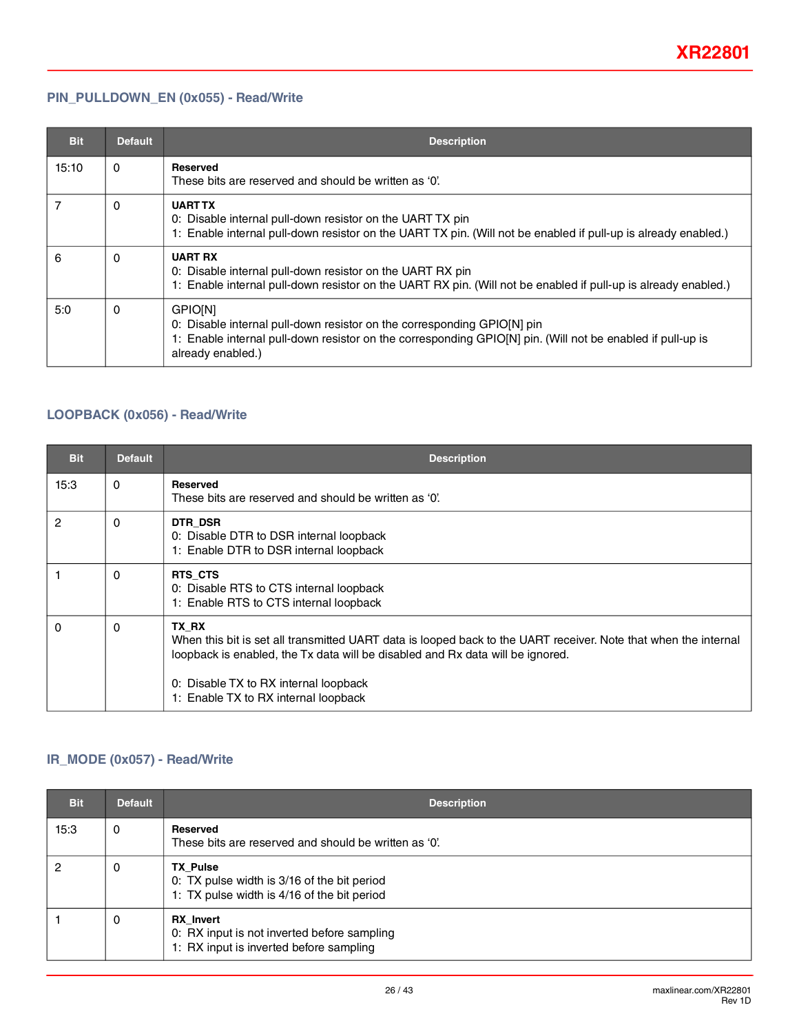### PIN_PULLDOWN_EN (0x055) - Read/Write

| Bit | Default | Description |
|---|---|---|
| 15:10 | 0 | **Reserved**<br>These bits are reserved and should be written as '0'. |
| 7 | 0 | **UART TX**<br>0: Disable internal pull-down resistor on the UART TX pin<br>1: Enable internal pull-down resistor on the UART TX pin. (Will not be enabled if pull-up is already enabled.) |
| 6 | 0 | **UART RX**<br>0: Disable internal pull-down resistor on the UART RX pin<br>1: Enable internal pull-down resistor on the UART RX pin. (Will not be enabled if pull-up is already enabled.) |
| 5:0 | 0 | GPIO[N]<br>0: Disable internal pull-down resistor on the corresponding GPIO[N] pin<br>1: Enable internal pull-down resistor on the corresponding GPIO[N] pin. (Will not be enabled if pull-up is already enabled.) |

### LOOPBACK (0x056) - Read/Write

| Bit | Default | Description |
|---|---|---|
| 15:3 | 0 | **Reserved**<br>These bits are reserved and should be written as '0'. |
| 2 | 0 | **DTR_DSR**<br>0: Disable DTR to DSR internal loopback<br>1: Enable DTR to DSR internal loopback |
| 1 | 0 | **RTS_CTS**<br>0: Disable RTS to CTS internal loopback<br>1: Enable RTS to CTS internal loopback |
| 0 | 0 | **TX_RX**<br>When this bit is set all transmitted UART data is looped back to the UART receiver. Note that when the internal loopback is enabled, the Tx data will be disabled and Rx data will be ignored.<br><br>0: Disable TX to RX internal loopback<br>1: Enable TX to RX internal loopback |

### IR_MODE (0x057) - Read/Write

| Bit | Default | Description |
|---|---|---|
| 15:3 | 0 | **Reserved**<br>These bits are reserved and should be written as '0'. |
| 2 | 0 | **TX_Pulse**<br>0: TX pulse width is 3/16 of the bit period<br>1: TX pulse width is 4/16 of the bit period |
| 1 | 0 | **RX_Invert**<br>0: RX input is not inverted before sampling<br>1: RX input is inverted before sampling |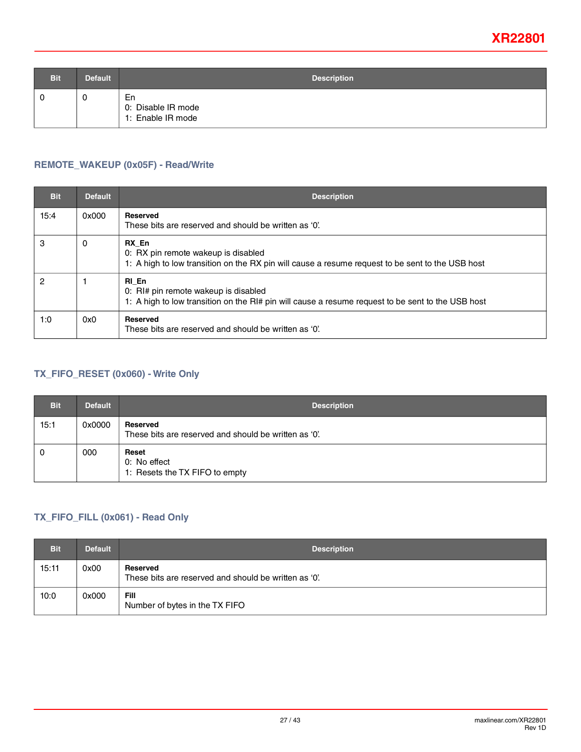| Bit | Default | Description |
|---|---|---|
| 0 | 0 | En<br>0: Disable IR mode<br>1: Enable IR mode |

### REMOTE_WAKEUP (0x05F) - Read/Write

| Bit | Default | Description |
|---|---|---|
| 15:4 | 0x000 | **Reserved**<br>These bits are reserved and should be written as ‘0’. |
| 3 | 0 | **RX_En**<br>0: RX pin remote wakeup is disabled<br>1: A high to low transition on the RX pin will cause a resume request to be sent to the USB host |
| 2 | 1 | **RI_En**<br>0: RI# pin remote wakeup is disabled<br>1: A high to low transition on the RI# pin will cause a resume request to be sent to the USB host |
| 1:0 | 0x0 | **Reserved**<br>These bits are reserved and should be written as ‘0’. |

### TX_FIFO_RESET (0x060) - Write Only

| Bit | Default | Description |
|---|---|---|
| 15:1 | 0x0000 | **Reserved**<br>These bits are reserved and should be written as ‘0’. |
| 0 | 000 | **Reset**<br>0: No effect<br>1: Resets the TX FIFO to empty |

### TX_FIFO_FILL (0x061) - Read Only

| Bit | Default | Description |
|---|---|---|
| 15:11 | 0x00 | **Reserved**<br>These bits are reserved and should be written as ‘0’. |
| 10:0 | 0x000 | **Fill**<br>Number of bytes in the TX FIFO |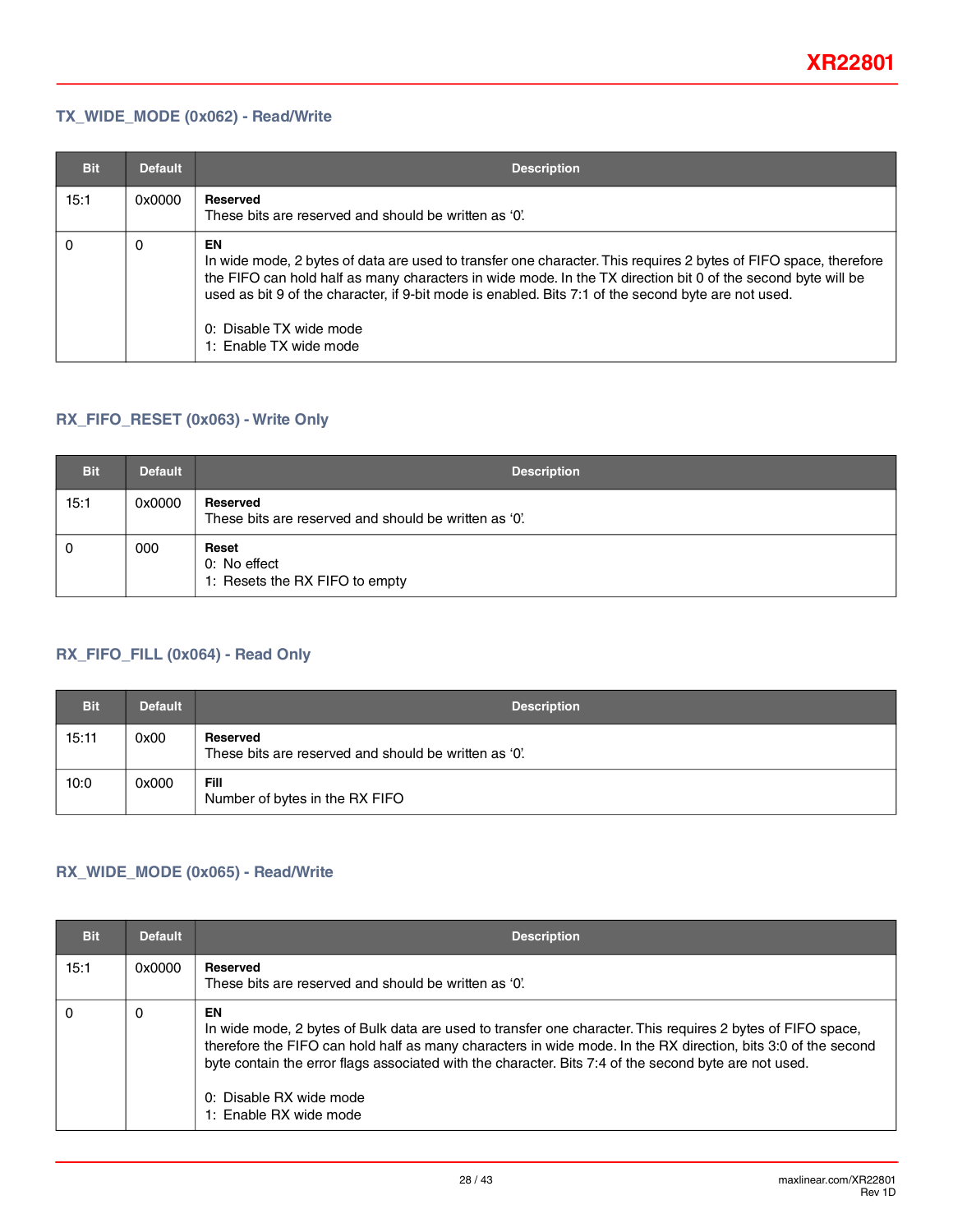### TX_WIDE_MODE (0x062) - Read/Write

| Bit | Default | Description |
|---|---|---|
| 15:1 | 0x0000 | **Reserved**<br>These bits are reserved and should be written as '0'. |
| 0 | 0 | **EN**<br>In wide mode, 2 bytes of data are used to transfer one character. This requires 2 bytes of FIFO space, therefore the FIFO can hold half as many characters in wide mode. In the TX direction bit 0 of the second byte will be used as bit 9 of the character, if 9-bit mode is enabled. Bits 7:1 of the second byte are not used.<br><br>0: Disable TX wide mode<br>1: Enable TX wide mode |

### RX_FIFO_RESET (0x063) - Write Only

| Bit | Default | Description |
|---|---|---|
| 15:1 | 0x0000 | **Reserved**<br>These bits are reserved and should be written as '0'. |
| 0 | 000 | **Reset**<br>0: No effect<br>1: Resets the RX FIFO to empty |

### RX_FIFO_FILL (0x064) - Read Only

| Bit | Default | Description |
|---|---|---|
| 15:11 | 0x00 | **Reserved**<br>These bits are reserved and should be written as '0'. |
| 10:0 | 0x000 | **Fill**<br>Number of bytes in the RX FIFO |

### RX_WIDE_MODE (0x065) - Read/Write

| Bit | Default | Description |
|---|---|---|
| 15:1 | 0x0000 | **Reserved**<br>These bits are reserved and should be written as '0'. |
| 0 | 0 | **EN**<br>In wide mode, 2 bytes of Bulk data are used to transfer one character. This requires 2 bytes of FIFO space, therefore the FIFO can hold half as many characters in wide mode. In the RX direction, bits 3:0 of the second byte contain the error flags associated with the character. Bits 7:4 of the second byte are not used.<br><br>0: Disable RX wide mode<br>1: Enable RX wide mode |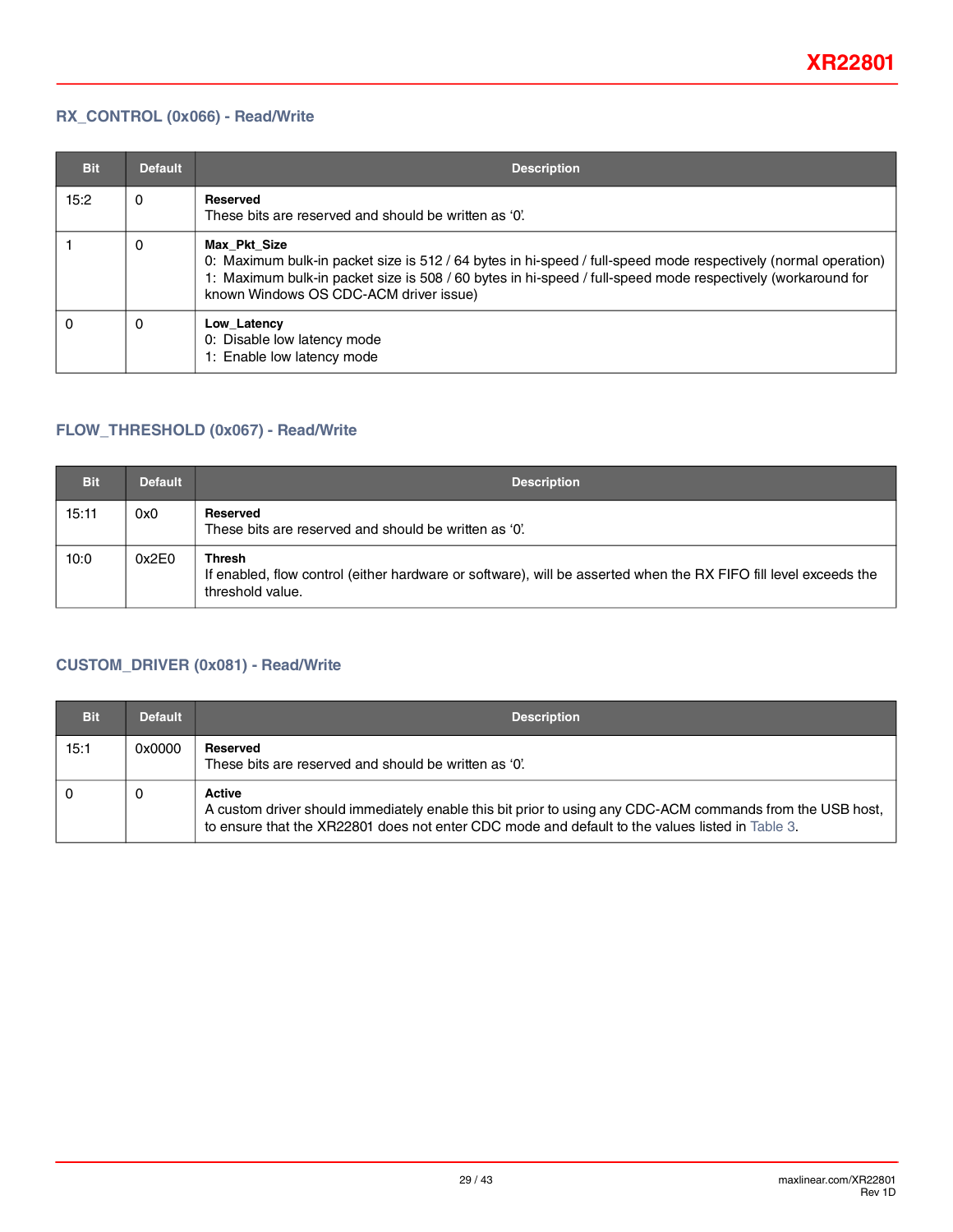### RX_CONTROL (0x066) - Read/Write

| Bit | Default | Description |
|---|---|---|
| 15:2 | 0 | **Reserved**<br>These bits are reserved and should be written as '0'. |
| 1 | 0 | **Max_Pkt_Size**<br>0: Maximum bulk-in packet size is 512 / 64 bytes in hi-speed / full-speed mode respectively (normal operation)<br>1: Maximum bulk-in packet size is 508 / 60 bytes in hi-speed / full-speed mode respectively (workaround for known Windows OS CDC-ACM driver issue) |
| 0 | 0 | **Low_Latency**<br>0: Disable low latency mode<br>1: Enable low latency mode |

### FLOW_THRESHOLD (0x067) - Read/Write

| Bit | Default | Description |
|---|---|---|
| 15:11 | 0x0 | **Reserved**<br>These bits are reserved and should be written as '0'. |
| 10:0 | 0x2E0 | **Thresh**<br>If enabled, flow control (either hardware or software), will be asserted when the RX FIFO fill level exceeds the threshold value. |

### CUSTOM_DRIVER (0x081) - Read/Write

| Bit | Default | Description |
|---|---|---|
| 15:1 | 0x0000 | **Reserved**<br>These bits are reserved and should be written as '0'. |
| 0 | 0 | **Active**<br>A custom driver should immediately enable this bit prior to using any CDC-ACM commands from the USB host, to ensure that the XR22801 does not enter CDC mode and default to the values listed in Table 3. |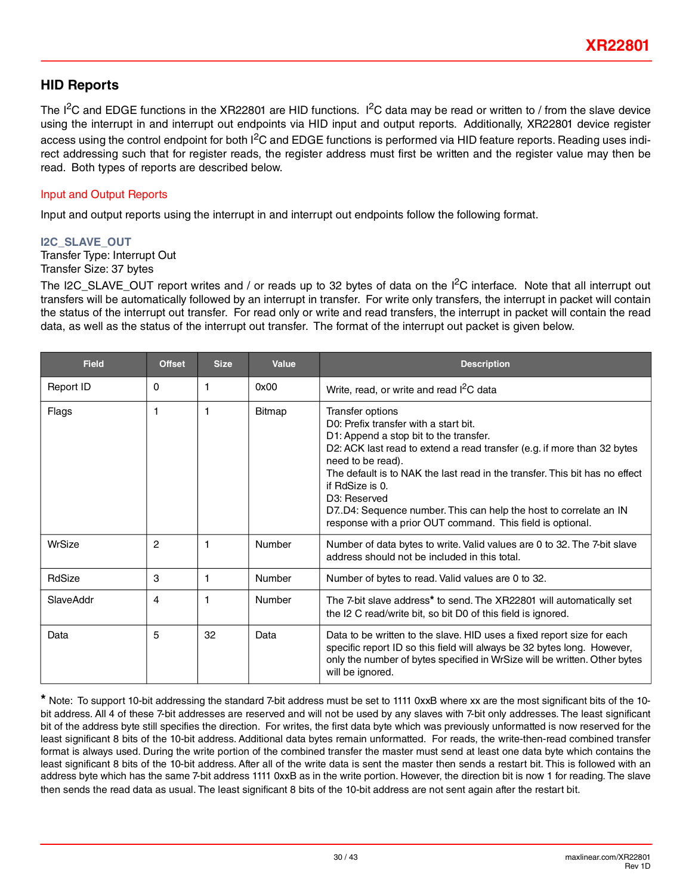## HID Reports

The I$^2$C and EDGE functions in the XR22801 are HID functions. I$^2$C data may be read or written to / from the slave device using the interrupt in and interrupt out endpoints via HID input and output reports. Additionally, XR22801 device register access using the control endpoint for both I$^2$C and EDGE functions is performed via HID feature reports. Reading uses indirect addressing such that for register reads, the register address must first be written and the register value may then be read. Both types of reports are described below.

### Input and Output Reports

Input and output reports using the interrupt in and interrupt out endpoints follow the following format.

#### I2C_SLAVE_OUT

Transfer Type: Interrupt Out
Transfer Size: 37 bytes

The I2C_SLAVE_OUT report writes and / or reads up to 32 bytes of data on the I$^2$C interface. Note that all interrupt out transfers will be automatically followed by an interrupt in transfer. For write only transfers, the interrupt in packet will contain the status of the interrupt out transfer. For read only or write and read transfers, the interrupt in packet will contain the read data, as well as the status of the interrupt out transfer. The format of the interrupt out packet is given below.

| Field | Offset | Size | Value | Description |
|---|---|---|---|---|
| Report ID | 0 | 1 | 0x00 | Write, read, or write and read I$^2$C data |
| Flags | 1 | 1 | Bitmap | Transfer options<br>D0: Prefix transfer with a start bit.<br>D1: Append a stop bit to the transfer.<br>D2: ACK last read to extend a read transfer (e.g. if more than 32 bytes need to be read).<br>The default is to NAK the last read in the transfer. This bit has no effect if RdSize is 0.<br>D3: Reserved<br>D7..D4: Sequence number. This can help the host to correlate an IN response with a prior OUT command. This field is optional. |
| WrSize | 2 | 1 | Number | Number of data bytes to write. Valid values are 0 to 32. The 7-bit slave address should not be included in this total. |
| RdSize | 3 | 1 | Number | Number of bytes to read. Valid values are 0 to 32. |
| SlaveAddr | 4 | 1 | Number | The 7-bit slave address* to send. The XR22801 will automatically set the I2 C read/write bit, so bit D0 of this field is ignored. |
| Data | 5 | 32 | Data | Data to be written to the slave. HID uses a fixed report size for each specific report ID so this field will always be 32 bytes long. However, only the number of bytes specified in WrSize will be written. Other bytes will be ignored. |

* Note: To support 10-bit addressing the standard 7-bit address must be set to 1111 0xxB where xx are the most significant bits of the 10-bit address. All 4 of these 7-bit addresses are reserved and will not be used by any slaves with 7-bit only addresses. The least significant bit of the address byte still specifies the direction. For writes, the first data byte which was previously unformatted is now reserved for the least significant 8 bits of the 10-bit address. Additional data bytes remain unformatted. For reads, the write-then-read combined transfer format is always used. During the write portion of the combined transfer the master must send at least one data byte which contains the least significant 8 bits of the 10-bit address. After all of the write data is sent the master then sends a restart bit. This is followed with an address byte which has the same 7-bit address 1111 0xxB as in the write portion. However, the direction bit is now 1 for reading. The slave then sends the read data as usual. The least significant 8 bits of the 10-bit address are not sent again after the restart bit.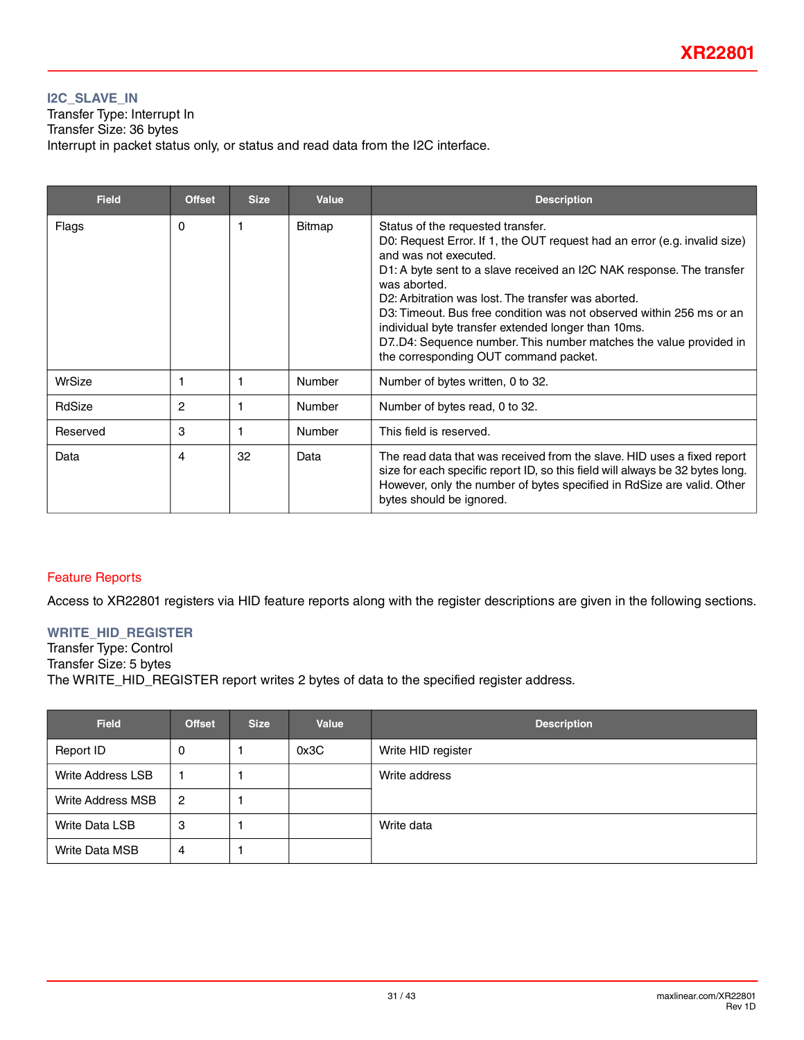### I2C_SLAVE_IN

Transfer Type: Interrupt In
Transfer Size: 36 bytes
Interrupt in packet status only, or status and read data from the I2C interface.

| Field | Offset | Size | Value | Description |
|---|---|---|---|---|
| Flags | 0 | 1 | Bitmap | Status of the requested transfer.<br>D0: Request Error. If 1, the OUT request had an error (e.g. invalid size) and was not executed.<br>D1: A byte sent to a slave received an I2C NAK response. The transfer was aborted.<br>D2: Arbitration was lost. The transfer was aborted.<br>D3: Timeout. Bus free condition was not observed within 256 ms or an individual byte transfer extended longer than 10ms.<br>D7..D4: Sequence number. This number matches the value provided in the corresponding OUT command packet. |
| WrSize | 1 | 1 | Number | Number of bytes written, 0 to 32. |
| RdSize | 2 | 1 | Number | Number of bytes read, 0 to 32. |
| Reserved | 3 | 1 | Number | This field is reserved. |
| Data | 4 | 32 | Data | The read data that was received from the slave. HID uses a fixed report size for each specific report ID, so this field will always be 32 bytes long. However, only the number of bytes specified in RdSize are valid. Other bytes should be ignored. |

## Feature Reports

Access to XR22801 registers via HID feature reports along with the register descriptions are given in the following sections.

### WRITE_HID_REGISTER

Transfer Type: Control
Transfer Size: 5 bytes
The WRITE_HID_REGISTER report writes 2 bytes of data to the specified register address.

| Field | Offset | Size | Value | Description |
|---|---|---|---|---|
| Report ID | 0 | 1 | 0x3C | Write HID register |
| Write Address LSB | 1 | 1 | | Write address |
| Write Address MSB | 2 | 1 | | |
| Write Data LSB | 3 | 1 | | Write data |
| Write Data MSB | 4 | 1 | | |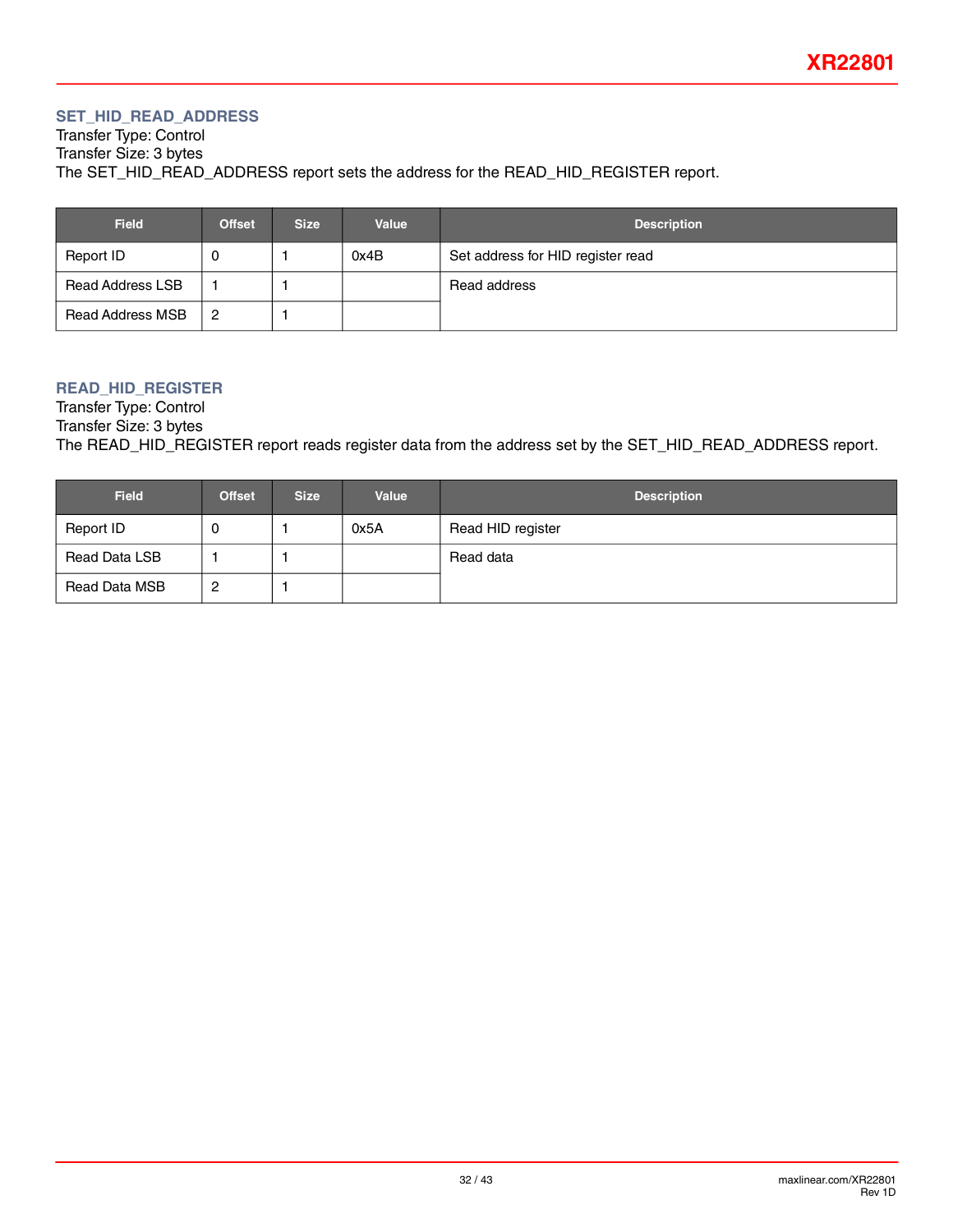### SET_HID_READ_ADDRESS

Transfer Type: Control
Transfer Size: 3 bytes
The SET_HID_READ_ADDRESS report sets the address for the READ_HID_REGISTER report.

| Field | Offset | Size | Value | Description |
|---|---|---|---|---|
| Report ID | 0 | 1 | 0x4B | Set address for HID register read |
| Read Address LSB | 1 | 1 | | Read address |
| Read Address MSB | 2 | 1 | | |

### READ_HID_REGISTER

Transfer Type: Control
Transfer Size: 3 bytes
The READ_HID_REGISTER report reads register data from the address set by the SET_HID_READ_ADDRESS report.

| Field | Offset | Size | Value | Description |
|---|---|---|---|---|
| Report ID | 0 | 1 | 0x5A | Read HID register |
| Read Data LSB | 1 | 1 | | Read data |
| Read Data MSB | 2 | 1 | | |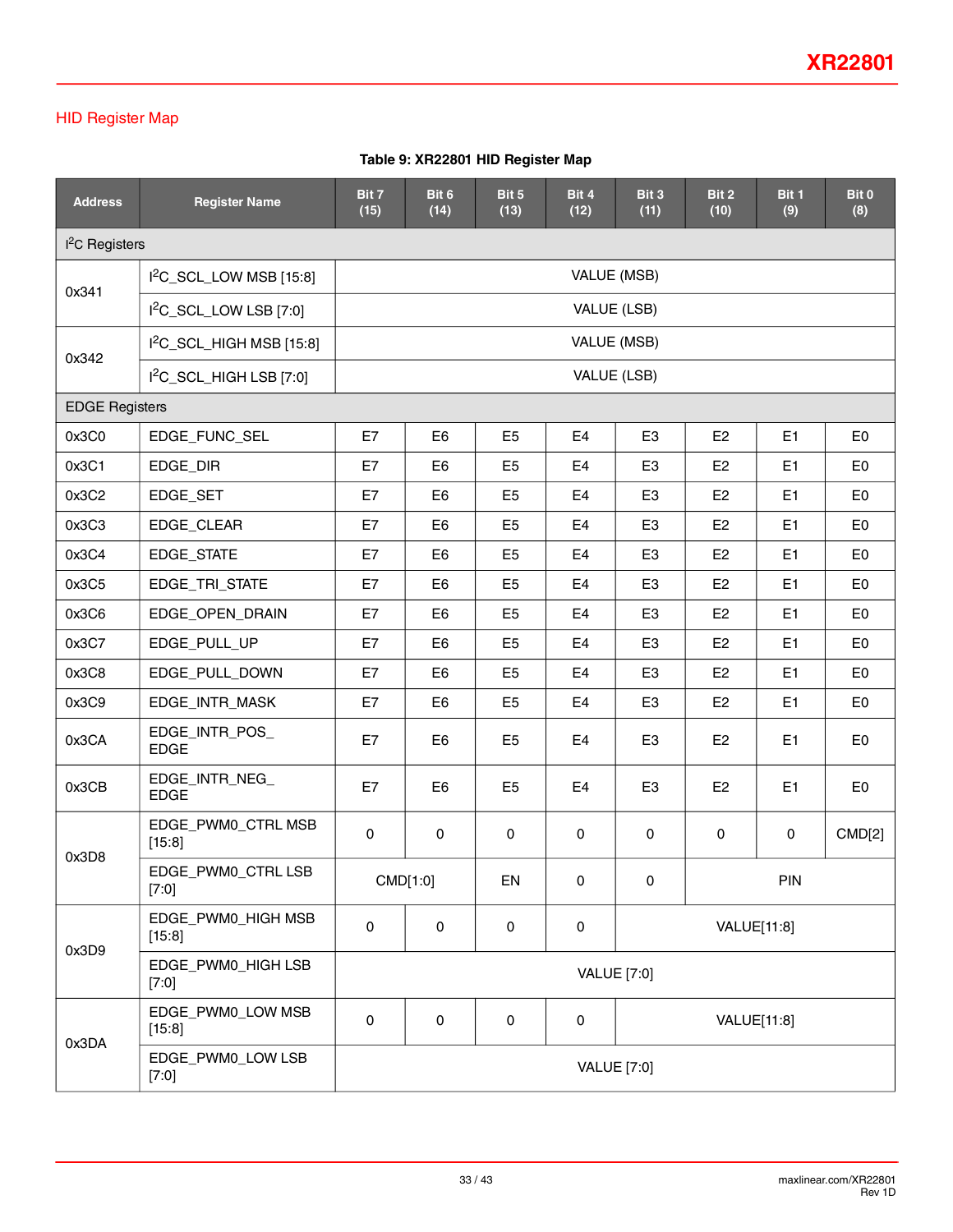## HID Register Map

**Table 9: XR22801 HID Register Map**

| Address | Register Name | Bit 7 (15) | Bit 6 (14) | Bit 5 (13) | Bit 4 (12) | Bit 3 (11) | Bit 2 (10) | Bit 1 (9) | Bit 0 (8) |
|---|---|---|---|---|---|---|---|---|---|
| I²C Registers | | | | | | | | | |
| 0x341 | I²C_SCL_LOW MSB [15:8] | VALUE (MSB) | | | | | | | |
| | I²C_SCL_LOW LSB [7:0] | VALUE (LSB) | | | | | | | |
| 0x342 | I²C_SCL_HIGH MSB [15:8] | VALUE (MSB) | | | | | | | |
| | I²C_SCL_HIGH LSB [7:0] | VALUE (LSB) | | | | | | | |
| EDGE Registers | | | | | | | | | |
| 0x3C0 | EDGE_FUNC_SEL | E7 | E6 | E5 | E4 | E3 | E2 | E1 | E0 |
| 0x3C1 | EDGE_DIR | E7 | E6 | E5 | E4 | E3 | E2 | E1 | E0 |
| 0x3C2 | EDGE_SET | E7 | E6 | E5 | E4 | E3 | E2 | E1 | E0 |
| 0x3C3 | EDGE_CLEAR | E7 | E6 | E5 | E4 | E3 | E2 | E1 | E0 |
| 0x3C4 | EDGE_STATE | E7 | E6 | E5 | E4 | E3 | E2 | E1 | E0 |
| 0x3C5 | EDGE_TRI_STATE | E7 | E6 | E5 | E4 | E3 | E2 | E1 | E0 |
| 0x3C6 | EDGE_OPEN_DRAIN | E7 | E6 | E5 | E4 | E3 | E2 | E1 | E0 |
| 0x3C7 | EDGE_PULL_UP | E7 | E6 | E5 | E4 | E3 | E2 | E1 | E0 |
| 0x3C8 | EDGE_PULL_DOWN | E7 | E6 | E5 | E4 | E3 | E2 | E1 | E0 |
| 0x3C9 | EDGE_INTR_MASK | E7 | E6 | E5 | E4 | E3 | E2 | E1 | E0 |
| 0x3CA | EDGE_INTR_POS_EDGE | E7 | E6 | E5 | E4 | E3 | E2 | E1 | E0 |
| 0x3CB | EDGE_INTR_NEG_EDGE | E7 | E6 | E5 | E4 | E3 | E2 | E1 | E0 |
| 0x3D8 | EDGE_PWM0_CTRL MSB [15:8] | 0 | 0 | 0 | 0 | 0 | 0 | 0 | CMD[2] |
| | EDGE_PWM0_CTRL LSB [7:0] | CMD[1:0] | | EN | 0 | 0 | PIN | | |
| 0x3D9 | EDGE_PWM0_HIGH MSB [15:8] | 0 | 0 | 0 | 0 | VALUE[11:8] | | | |
| | EDGE_PWM0_HIGH LSB [7:0] | VALUE [7:0] | | | | | | | |
| 0x3DA | EDGE_PWM0_LOW MSB [15:8] | 0 | 0 | 0 | 0 | VALUE[11:8] | | | |
| | EDGE_PWM0_LOW LSB [7:0] | VALUE [7:0] | | | | | | | |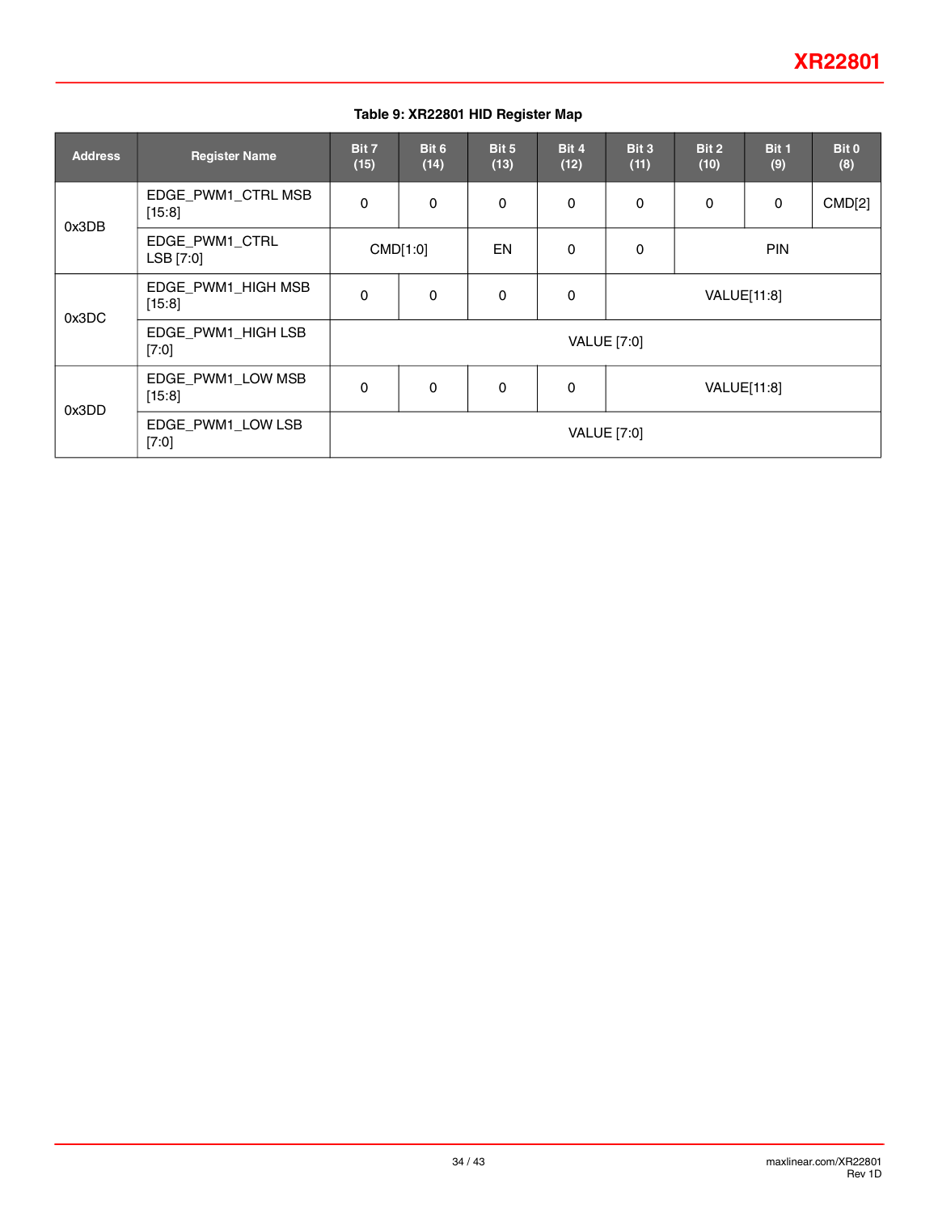**Table 9: XR22801 HID Register Map**

| Address | Register Name | Bit 7 (15) | Bit 6 (14) | Bit 5 (13) | Bit 4 (12) | Bit 3 (11) | Bit 2 (10) | Bit 1 (9) | Bit 0 (8) |
|---|---|---|---|---|---|---|---|---|---|
| 0x3DB | EDGE_PWM1_CTRL MSB [15:8] | 0 | 0 | 0 | 0 | 0 | 0 | 0 | CMD[2] |
| | EDGE_PWM1_CTRL LSB [7:0] | CMD[1:0] | | EN | 0 | 0 | PIN | | |
| 0x3DC | EDGE_PWM1_HIGH MSB [15:8] | 0 | 0 | 0 | 0 | VALUE[11:8] | | | |
| | EDGE_PWM1_HIGH LSB [7:0] | VALUE [7:0] | | | | | | | |
| 0x3DD | EDGE_PWM1_LOW MSB [15:8] | 0 | 0 | 0 | 0 | VALUE[11:8] | | | |
| | EDGE_PWM1_LOW LSB [7:0] | VALUE [7:0] | | | | | | | |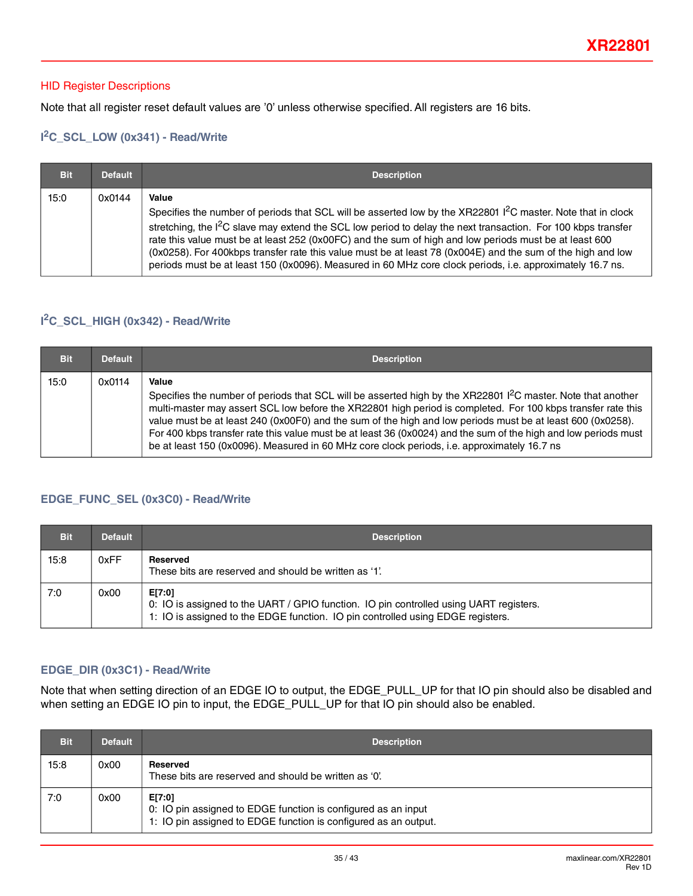## HID Register Descriptions

Note that all register reset default values are '0' unless otherwise specified. All registers are 16 bits.

### I²C_SCL_LOW (0x341) - Read/Write

| Bit | Default | Description |
|---|---|---|
| 15:0 | 0x0144 | **Value**<br>Specifies the number of periods that SCL will be asserted low by the XR22801 I²C master. Note that in clock stretching, the I²C slave may extend the SCL low period to delay the next transaction. For 100 kbps transfer rate this value must be at least 252 (0x00FC) and the sum of high and low periods must be at least 600 (0x0258). For 400kbps transfer rate this value must be at least 78 (0x004E) and the sum of the high and low periods must be at least 150 (0x0096). Measured in 60 MHz core clock periods, i.e. approximately 16.7 ns. |

### I²C_SCL_HIGH (0x342) - Read/Write

| Bit | Default | Description |
|---|---|---|
| 15:0 | 0x0114 | **Value**<br>Specifies the number of periods that SCL will be asserted high by the XR22801 I²C master. Note that another multi-master may assert SCL low before the XR22801 high period is completed. For 100 kbps transfer rate this value must be at least 240 (0x00F0) and the sum of the high and low periods must be at least 600 (0x0258). For 400 kbps transfer rate this value must be at least 36 (0x0024) and the sum of the high and low periods must be at least 150 (0x0096). Measured in 60 MHz core clock periods, i.e. approximately 16.7 ns |

### EDGE_FUNC_SEL (0x3C0) - Read/Write

| Bit | Default | Description |
|---|---|---|
| 15:8 | 0xFF | **Reserved**<br>These bits are reserved and should be written as '1'. |
| 7:0 | 0x00 | **E[7:0]**<br>0: IO is assigned to the UART / GPIO function. IO pin controlled using UART registers.<br>1: IO is assigned to the EDGE function. IO pin controlled using EDGE registers. |

### EDGE_DIR (0x3C1) - Read/Write

Note that when setting direction of an EDGE IO to output, the EDGE_PULL_UP for that IO pin should also be disabled and when setting an EDGE IO pin to input, the EDGE_PULL_UP for that IO pin should also be enabled.

| Bit | Default | Description |
|---|---|---|
| 15:8 | 0x00 | **Reserved**<br>These bits are reserved and should be written as '0'. |
| 7:0 | 0x00 | **E[7:0]**<br>0: IO pin assigned to EDGE function is configured as an input<br>1: IO pin assigned to EDGE function is configured as an output. |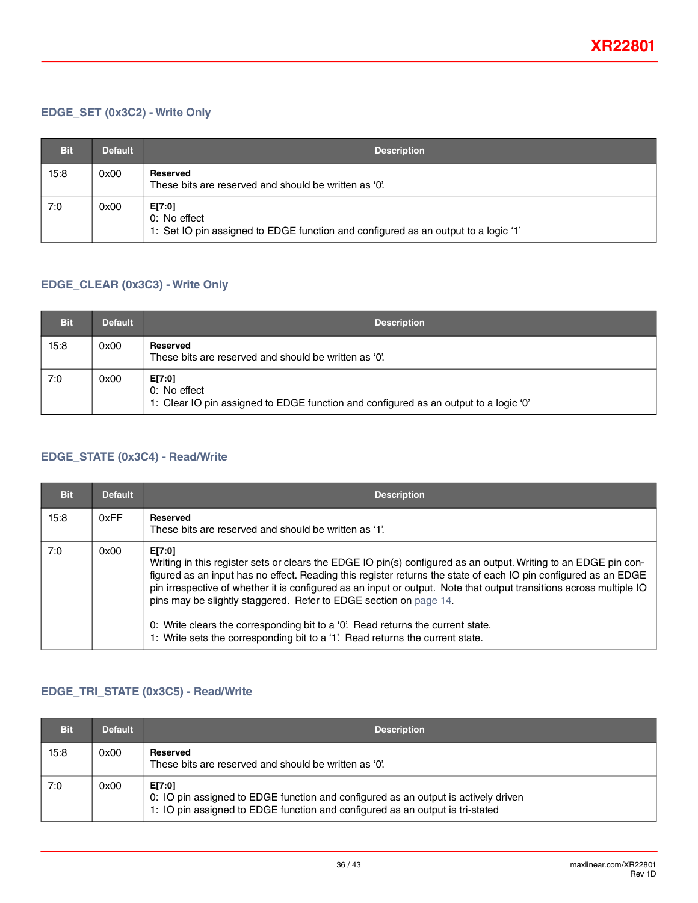### EDGE_SET (0x3C2) - Write Only

| Bit | Default | Description |
|---|---|---|
| 15:8 | 0x00 | **Reserved**<br>These bits are reserved and should be written as '0'. |
| 7:0 | 0x00 | **E[7:0]**<br>0: No effect<br>1: Set IO pin assigned to EDGE function and configured as an output to a logic '1' |

### EDGE_CLEAR (0x3C3) - Write Only

| Bit | Default | Description |
|---|---|---|
| 15:8 | 0x00 | **Reserved**<br>These bits are reserved and should be written as '0'. |
| 7:0 | 0x00 | **E[7:0]**<br>0: No effect<br>1: Clear IO pin assigned to EDGE function and configured as an output to a logic '0' |

### EDGE_STATE (0x3C4) - Read/Write

| Bit | Default | Description |
|---|---|---|
| 15:8 | 0xFF | **Reserved**<br>These bits are reserved and should be written as '1'. |
| 7:0 | 0x00 | **E[7:0]**<br>Writing in this register sets or clears the EDGE IO pin(s) configured as an output. Writing to an EDGE pin configured as an input has no effect. Reading this register returns the state of each IO pin configured as an EDGE pin irrespective of whether it is configured as an input or output. Note that output transitions across multiple IO pins may be slightly staggered. Refer to EDGE section on page 14.<br><br>0: Write clears the corresponding bit to a '0'. Read returns the current state.<br>1: Write sets the corresponding bit to a '1'. Read returns the current state. |

### EDGE_TRI_STATE (0x3C5) - Read/Write

| Bit | Default | Description |
|---|---|---|
| 15:8 | 0x00 | **Reserved**<br>These bits are reserved and should be written as '0'. |
| 7:0 | 0x00 | **E[7:0]**<br>0: IO pin assigned to EDGE function and configured as an output is actively driven<br>1: IO pin assigned to EDGE function and configured as an output is tri-stated |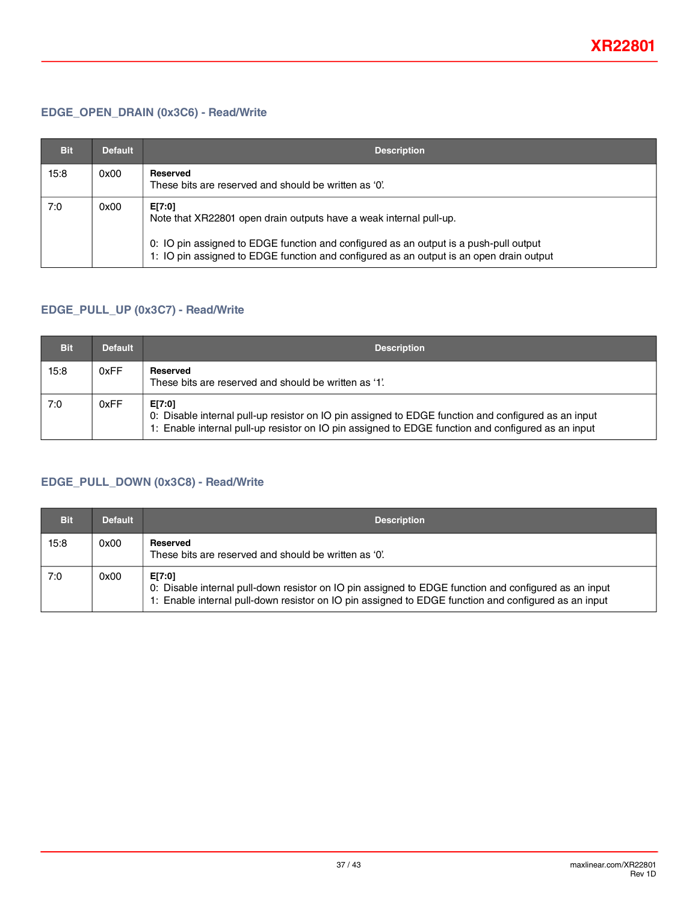### EDGE_OPEN_DRAIN (0x3C6) - Read/Write

| Bit | Default | Description |
|---|---|---|
| 15:8 | 0x00 | **Reserved**<br>These bits are reserved and should be written as '0'. |
| 7:0 | 0x00 | **E[7:0]**<br>Note that XR22801 open drain outputs have a weak internal pull-up.<br><br>0: IO pin assigned to EDGE function and configured as an output is a push-pull output<br>1: IO pin assigned to EDGE function and configured as an output is an open drain output |

### EDGE_PULL_UP (0x3C7) - Read/Write

| Bit | Default | Description |
|---|---|---|
| 15:8 | 0xFF | **Reserved**<br>These bits are reserved and should be written as '1'. |
| 7:0 | 0xFF | **E[7:0]**<br>0: Disable internal pull-up resistor on IO pin assigned to EDGE function and configured as an input<br>1: Enable internal pull-up resistor on IO pin assigned to EDGE function and configured as an input |

### EDGE_PULL_DOWN (0x3C8) - Read/Write

| Bit | Default | Description |
|---|---|---|
| 15:8 | 0x00 | **Reserved**<br>These bits are reserved and should be written as '0'. |
| 7:0 | 0x00 | **E[7:0]**<br>0: Disable internal pull-down resistor on IO pin assigned to EDGE function and configured as an input<br>1: Enable internal pull-down resistor on IO pin assigned to EDGE function and configured as an input |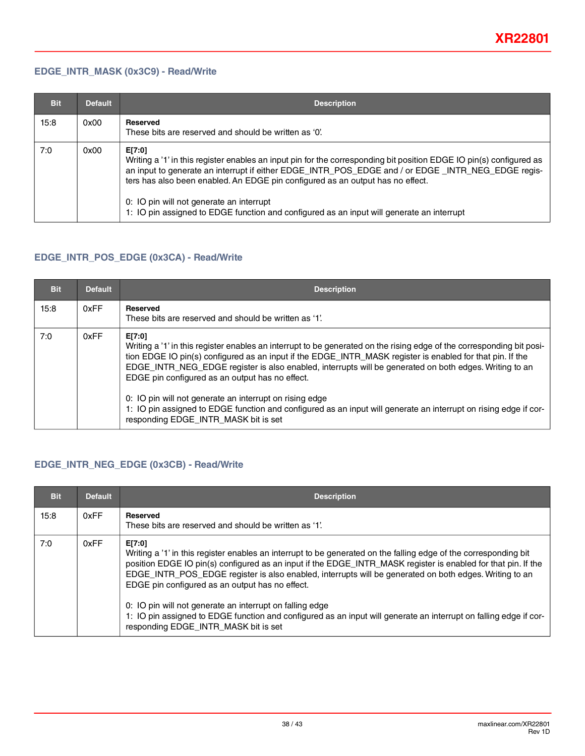### EDGE_INTR_MASK (0x3C9) - Read/Write

| Bit | Default | Description |
|---|---|---|
| 15:8 | 0x00 | **Reserved**<br>These bits are reserved and should be written as '0'. |
| 7:0 | 0x00 | **E[7:0]**<br>Writing a '1' in this register enables an input pin for the corresponding bit position EDGE IO pin(s) configured as an input to generate an interrupt if either EDGE_INTR_POS_EDGE and / or EDGE _INTR_NEG_EDGE registers has also been enabled. An EDGE pin configured as an output has no effect.<br><br>0: IO pin will not generate an interrupt<br>1: IO pin assigned to EDGE function and configured as an input will generate an interrupt |

### EDGE_INTR_POS_EDGE (0x3CA) - Read/Write

| Bit | Default | Description |
|---|---|---|
| 15:8 | 0xFF | **Reserved**<br>These bits are reserved and should be written as '1'. |
| 7:0 | 0xFF | **E[7:0]**<br>Writing a '1' in this register enables an interrupt to be generated on the rising edge of the corresponding bit position EDGE IO pin(s) configured as an input if the EDGE_INTR_MASK register is enabled for that pin. If the EDGE_INTR_NEG_EDGE register is also enabled, interrupts will be generated on both edges. Writing to an EDGE pin configured as an output has no effect.<br><br>0: IO pin will not generate an interrupt on rising edge<br>1: IO pin assigned to EDGE function and configured as an input will generate an interrupt on rising edge if corresponding EDGE_INTR_MASK bit is set |

### EDGE_INTR_NEG_EDGE (0x3CB) - Read/Write

| Bit | Default | Description |
|---|---|---|
| 15:8 | 0xFF | **Reserved**<br>These bits are reserved and should be written as '1'. |
| 7:0 | 0xFF | **E[7:0]**<br>Writing a '1' in this register enables an interrupt to be generated on the falling edge of the corresponding bit position EDGE IO pin(s) configured as an input if the EDGE_INTR_MASK register is enabled for that pin. If the EDGE_INTR_POS_EDGE register is also enabled, interrupts will be generated on both edges. Writing to an EDGE pin configured as an output has no effect.<br><br>0: IO pin will not generate an interrupt on falling edge<br>1: IO pin assigned to EDGE function and configured as an input will generate an interrupt on falling edge if corresponding EDGE_INTR_MASK bit is set |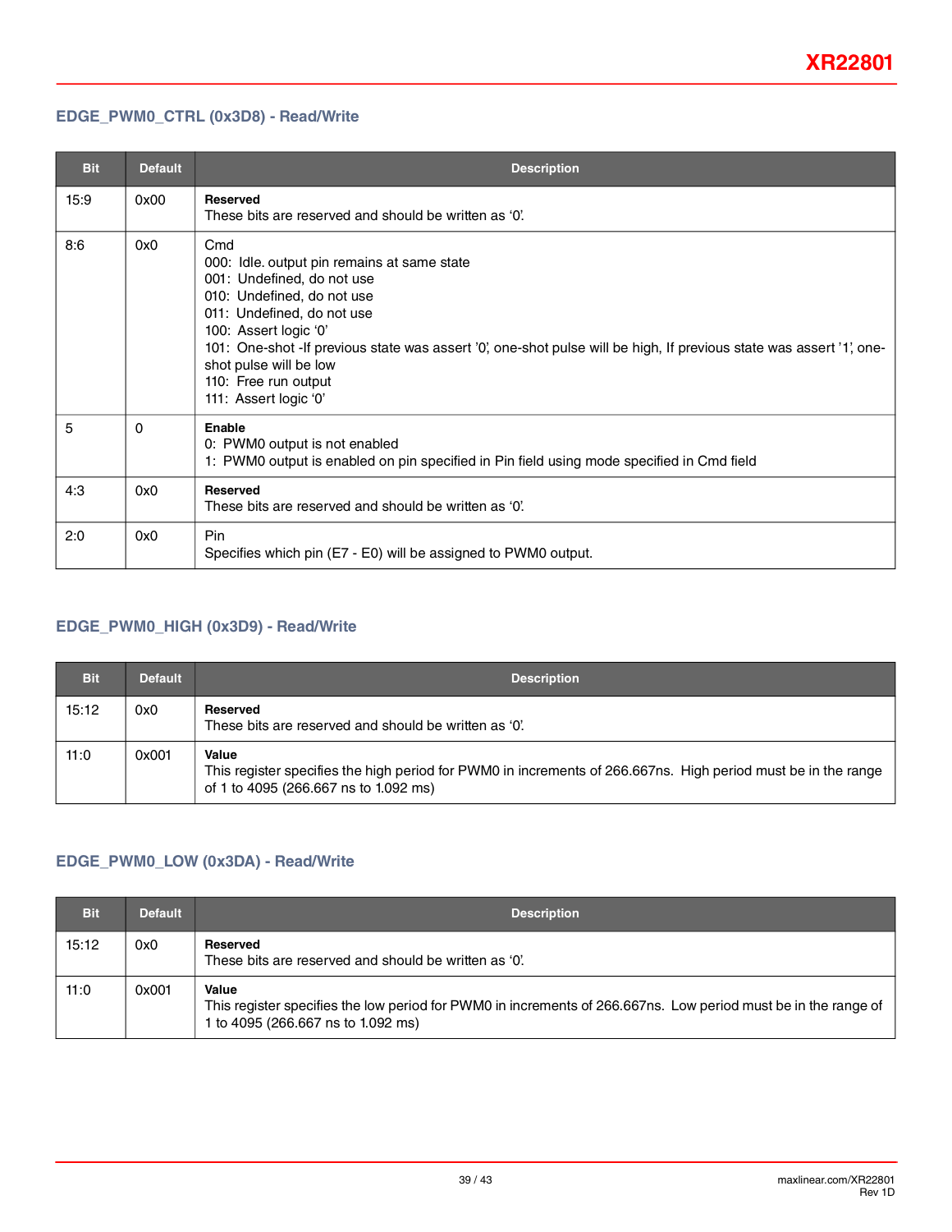### EDGE_PWM0_CTRL (0x3D8) - Read/Write

| Bit | Default | Description |
|---|---|---|
| 15:9 | 0x00 | **Reserved**<br>These bits are reserved and should be written as '0'. |
| 8:6 | 0x0 | Cmd<br>000: Idle. output pin remains at same state<br>001: Undefined, do not use<br>010: Undefined, do not use<br>011: Undefined, do not use<br>100: Assert logic '0'<br>101: One-shot -If previous state was assert '0', one-shot pulse will be high, If previous state was assert '1', one-shot pulse will be low<br>110: Free run output<br>111: Assert logic '0' |
| 5 | 0 | **Enable**<br>0: PWM0 output is not enabled<br>1: PWM0 output is enabled on pin specified in Pin field using mode specified in Cmd field |
| 4:3 | 0x0 | **Reserved**<br>These bits are reserved and should be written as '0'. |
| 2:0 | 0x0 | Pin<br>Specifies which pin (E7 - E0) will be assigned to PWM0 output. |

### EDGE_PWM0_HIGH (0x3D9) - Read/Write

| Bit | Default | Description |
|---|---|---|
| 15:12 | 0x0 | **Reserved**<br>These bits are reserved and should be written as '0'. |
| 11:0 | 0x001 | **Value**<br>This register specifies the high period for PWM0 in increments of 266.667ns. High period must be in the range of 1 to 4095 (266.667 ns to 1.092 ms) |

### EDGE_PWM0_LOW (0x3DA) - Read/Write

| Bit | Default | Description |
|---|---|---|
| 15:12 | 0x0 | **Reserved**<br>These bits are reserved and should be written as '0'. |
| 11:0 | 0x001 | **Value**<br>This register specifies the low period for PWM0 in increments of 266.667ns. Low period must be in the range of 1 to 4095 (266.667 ns to 1.092 ms) |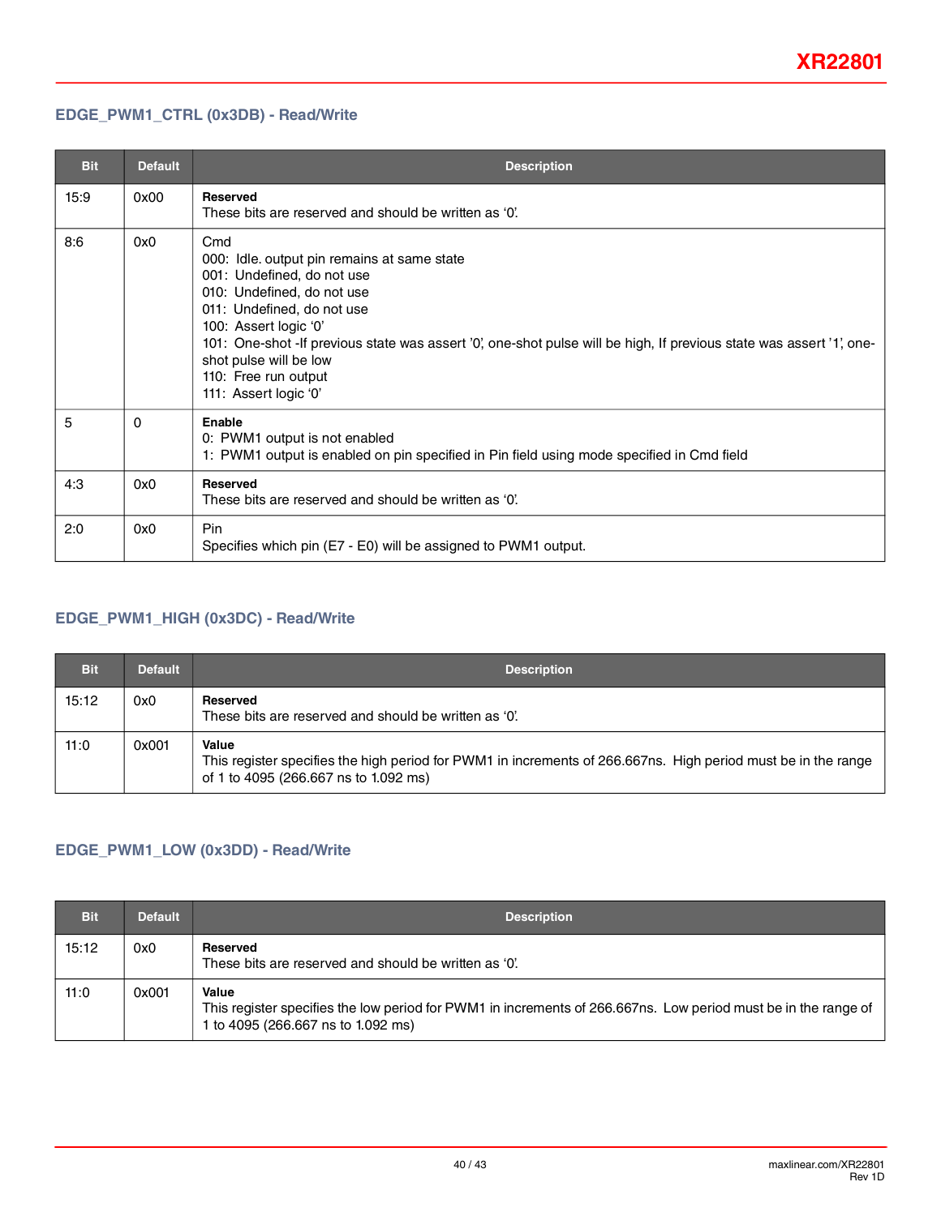### EDGE_PWM1_CTRL (0x3DB) - Read/Write

| Bit | Default | Description |
|---|---|---|
| 15:9 | 0x00 | **Reserved**<br>These bits are reserved and should be written as '0'. |
| 8:6 | 0x0 | Cmd<br>000: Idle. output pin remains at same state<br>001: Undefined, do not use<br>010: Undefined, do not use<br>011: Undefined, do not use<br>100: Assert logic '0'<br>101: One-shot -If previous state was assert '0', one-shot pulse will be high, If previous state was assert '1', one-shot pulse will be low<br>110: Free run output<br>111: Assert logic '0' |
| 5 | 0 | **Enable**<br>0: PWM1 output is not enabled<br>1: PWM1 output is enabled on pin specified in Pin field using mode specified in Cmd field |
| 4:3 | 0x0 | **Reserved**<br>These bits are reserved and should be written as '0'. |
| 2:0 | 0x0 | Pin<br>Specifies which pin (E7 - E0) will be assigned to PWM1 output. |

### EDGE_PWM1_HIGH (0x3DC) - Read/Write

| Bit | Default | Description |
|---|---|---|
| 15:12 | 0x0 | **Reserved**<br>These bits are reserved and should be written as '0'. |
| 11:0 | 0x001 | **Value**<br>This register specifies the high period for PWM1 in increments of 266.667ns. High period must be in the range of 1 to 4095 (266.667 ns to 1.092 ms) |

### EDGE_PWM1_LOW (0x3DD) - Read/Write

| Bit | Default | Description |
|---|---|---|
| 15:12 | 0x0 | **Reserved**<br>These bits are reserved and should be written as '0'. |
| 11:0 | 0x001 | **Value**<br>This register specifies the low period for PWM1 in increments of 266.667ns. Low period must be in the range of 1 to 4095 (266.667 ns to 1.092 ms) |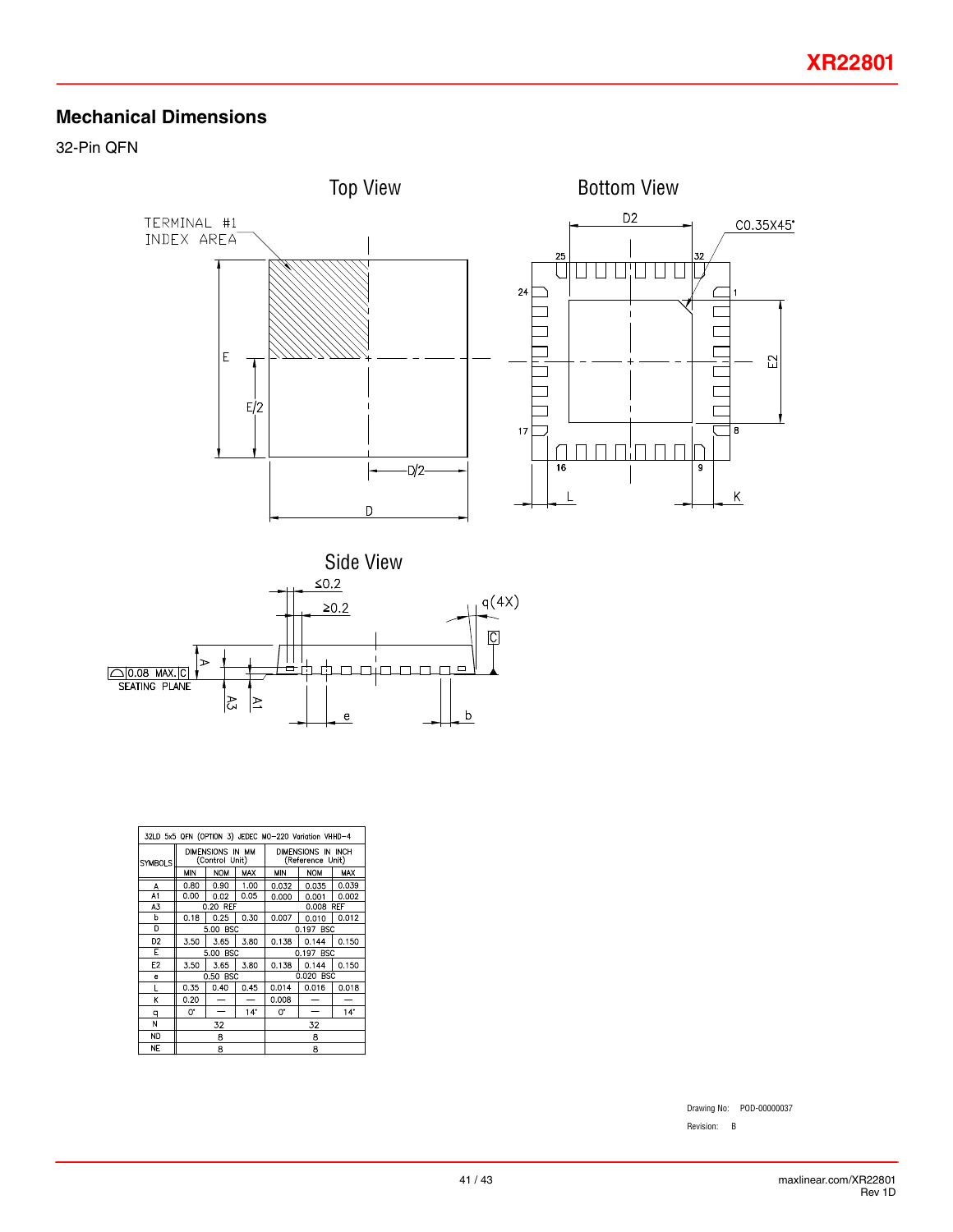## Mechanical Dimensions

32-Pin QFN

Top View

Bottom View

Side View

| 32LD 5x5 QFN (OPTION 3) JEDEC MO-220 Variation VHHD-4 | | | | | | |
|---|---|---|---|---|---|---|
| SYMBOLS | DIMENSIONS IN MM (Control Unit) | | | DIMENSIONS IN INCH (Reference Unit) | | |
| | MIN | NOM | MAX | MIN | NOM | MAX |
| A | 0.80 | 0.90 | 1.00 | 0.032 | 0.035 | 0.039 |
| A1 | 0.00 | 0.02 | 0.05 | 0.000 | 0.001 | 0.002 |
| A3 | 0.20 REF | | | 0.008 REF | | |
| b | 0.18 | 0.25 | 0.30 | 0.007 | 0.010 | 0.012 |
| D | 5.00 BSC | | | 0.197 BSC | | |
| D2 | 3.50 | 3.65 | 3.80 | 0.138 | 0.144 | 0.150 |
| E | 5.00 BSC | | | 0.197 BSC | | |
| E2 | 3.50 | 3.65 | 3.80 | 0.138 | 0.144 | 0.150 |
| e | 0.50 BSC | | | 0.020 BSC | | |
| L | 0.35 | 0.40 | 0.45 | 0.014 | 0.016 | 0.018 |
| K | 0.20 | — | — | 0.008 | — | — |
| q | 0° | — | 14° | 0° | — | 14° |
| N | 32 | | | 32 | | |
| ND | 8 | | | 8 | | |
| NE | 8 | | | 8 | | |

Drawing No: POD-00000037

Revision: B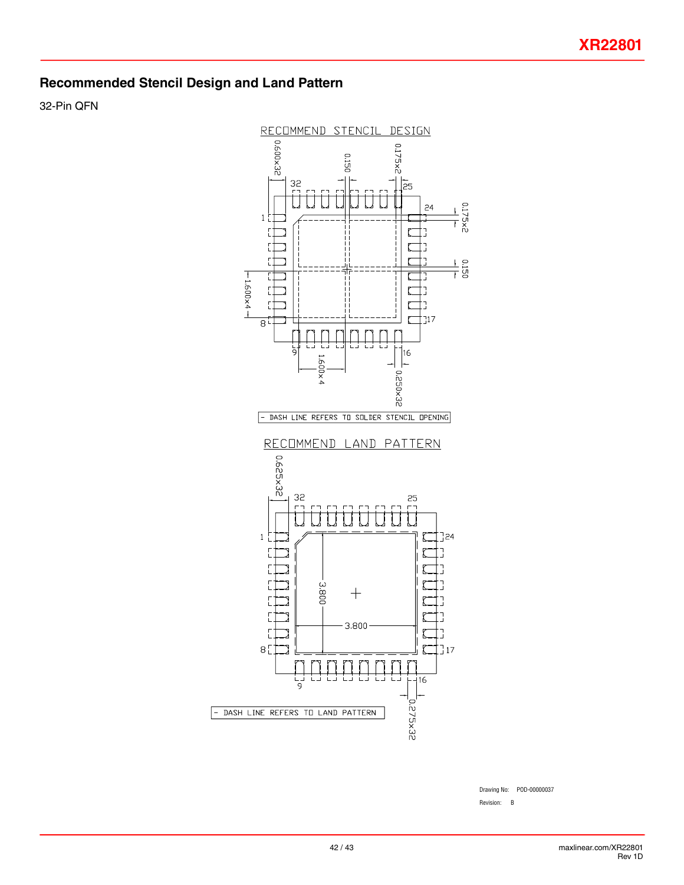## Recommended Stencil Design and Land Pattern

32-Pin QFN

RECOMMEND STENCIL DESIGN

0.600×32

0.150

0.175×2

32

25

24

0.175×2

1

0.150

1.600×4

8

17

9

16

1.600×4

0.250×32

- DASH LINE REFERS TO SOLDER STENCIL OPENING

RECOMMEND LAND PATTERN

0.625×32

32

25

1

24

3.800

3.800

8

17

9

16

- DASH LINE REFERS TO LAND PATTERN

0.275×32

Drawing No: POD-00000037

Revision: B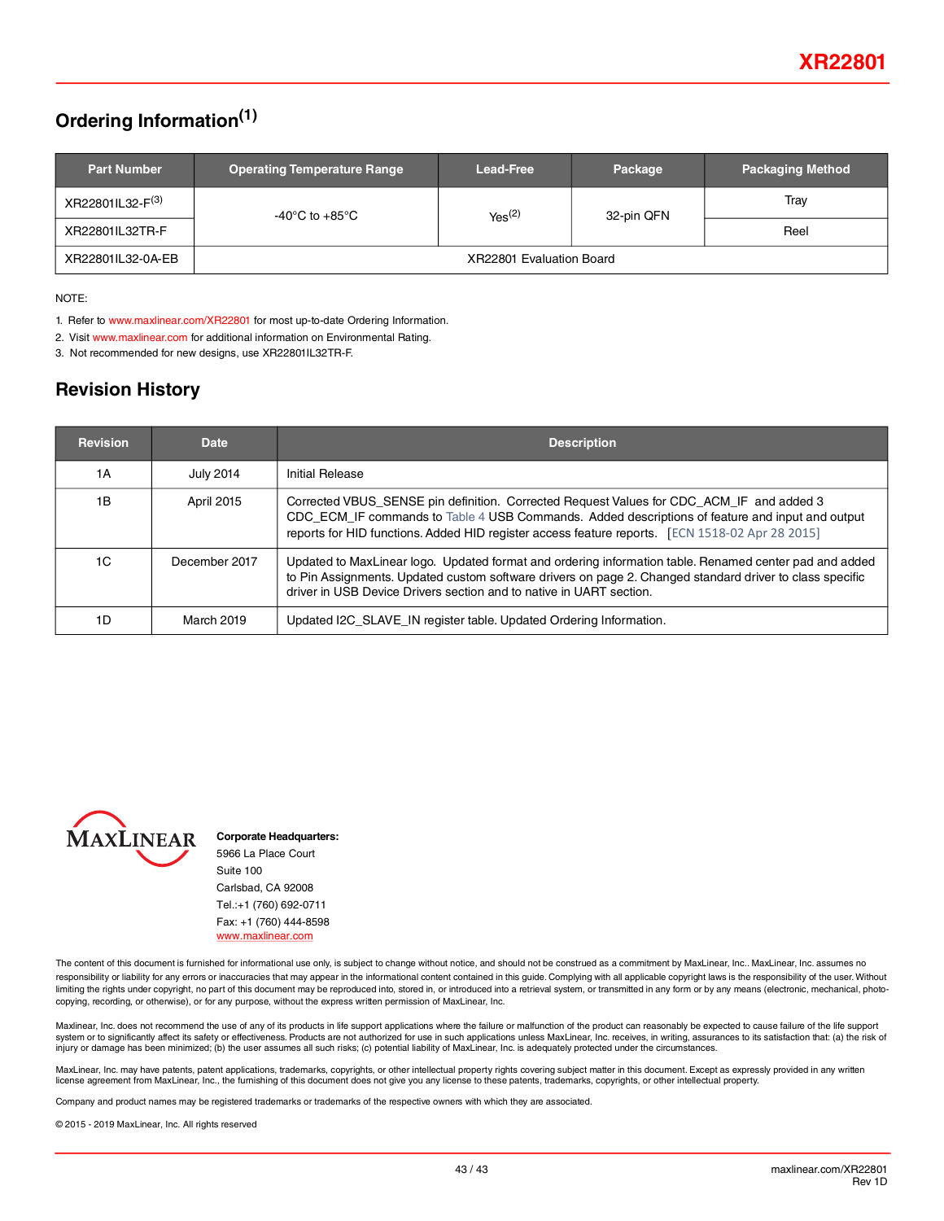## Ordering Information[1]

| Part Number | Operating Temperature Range | Lead-Free | Package | Packaging Method |
|---|---|---|---|---|
| XR22801IL32-F[3] | -40°C to +85°C | Yes[2] | 32-pin QFN | Tray |
| XR22801IL32TR-F | | | | Reel |
| XR22801IL32-0A-EB | XR22801 Evaluation Board | | | |

NOTE:

1. Refer to www.maxlinear.com/XR22801 for most up-to-date Ordering Information.
2. Visit www.maxlinear.com for additional information on Environmental Rating.
3. Not recommended for new designs, use XR22801IL32TR-F.

## Revision History

| Revision | Date | Description |
|---|---|---|
| 1A | July 2014 | Initial Release |
| 1B | April 2015 | Corrected VBUS_SENSE pin definition. Corrected Request Values for CDC_ACM_IF and added 3 CDC_ECM_IF commands to Table 4 USB Commands. Added descriptions of feature and input and output reports for HID functions. Added HID register access feature reports. [ECN 1518-02 Apr 28 2015] |
| 1C | December 2017 | Updated to MaxLinear logo. Updated format and ordering information table. Renamed center pad and added to Pin Assignments. Updated custom software drivers on page 2. Changed standard driver to class specific driver in USB Device Drivers section and to native in UART section. |
| 1D | March 2019 | Updated I2C_SLAVE_IN register table. Updated Ordering Information. |

MAXLINEAR

**Corporate Headquarters:**
5966 La Place Court
Suite 100
Carlsbad, CA 92008
Tel.:+1 (760) 692-0711
Fax: +1 (760) 444-8598
www.maxlinear.com

The content of this document is furnished for informational use only, is subject to change without notice, and should not be construed as a commitment by MaxLinear, Inc.. MaxLinear, Inc. assumes no responsibility or liability for any errors or inaccuracies that may appear in the informational content contained in this guide. Complying with all applicable copyright laws is the responsibility of the user. Without limiting the rights under copyright, no part of this document may be reproduced into, stored in, or introduced into a retrieval system, or transmitted in any form or by any means (electronic, mechanical, photocopying, recording, or otherwise), or for any purpose, without the express written permission of MaxLinear, Inc.

Maxlinear, Inc. does not recommend the use of any of its products in life support applications where the failure or malfunction of the product can reasonably be expected to cause failure of the life support system or to significantly affect its safety or effectiveness. Products are not authorized for use in such applications unless MaxLinear, Inc. receives, in writing, assurances to its satisfaction that: (a) the risk of injury or damage has been minimized; (b) the user assumes all such risks; (c) potential liability of MaxLinear, Inc. is adequately protected under the circumstances.

MaxLinear, Inc. may have patents, patent applications, trademarks, copyrights, or other intellectual property rights covering subject matter in this document. Except as expressly provided in any written license agreement from MaxLinear, Inc., the furnishing of this document does not give you any license to these patents, trademarks, copyrights, or other intellectual property.

Company and product names may be registered trademarks or trademarks of the respective owners with which they are associated.

© 2015 - 2019 MaxLinear, Inc. All rights reserved